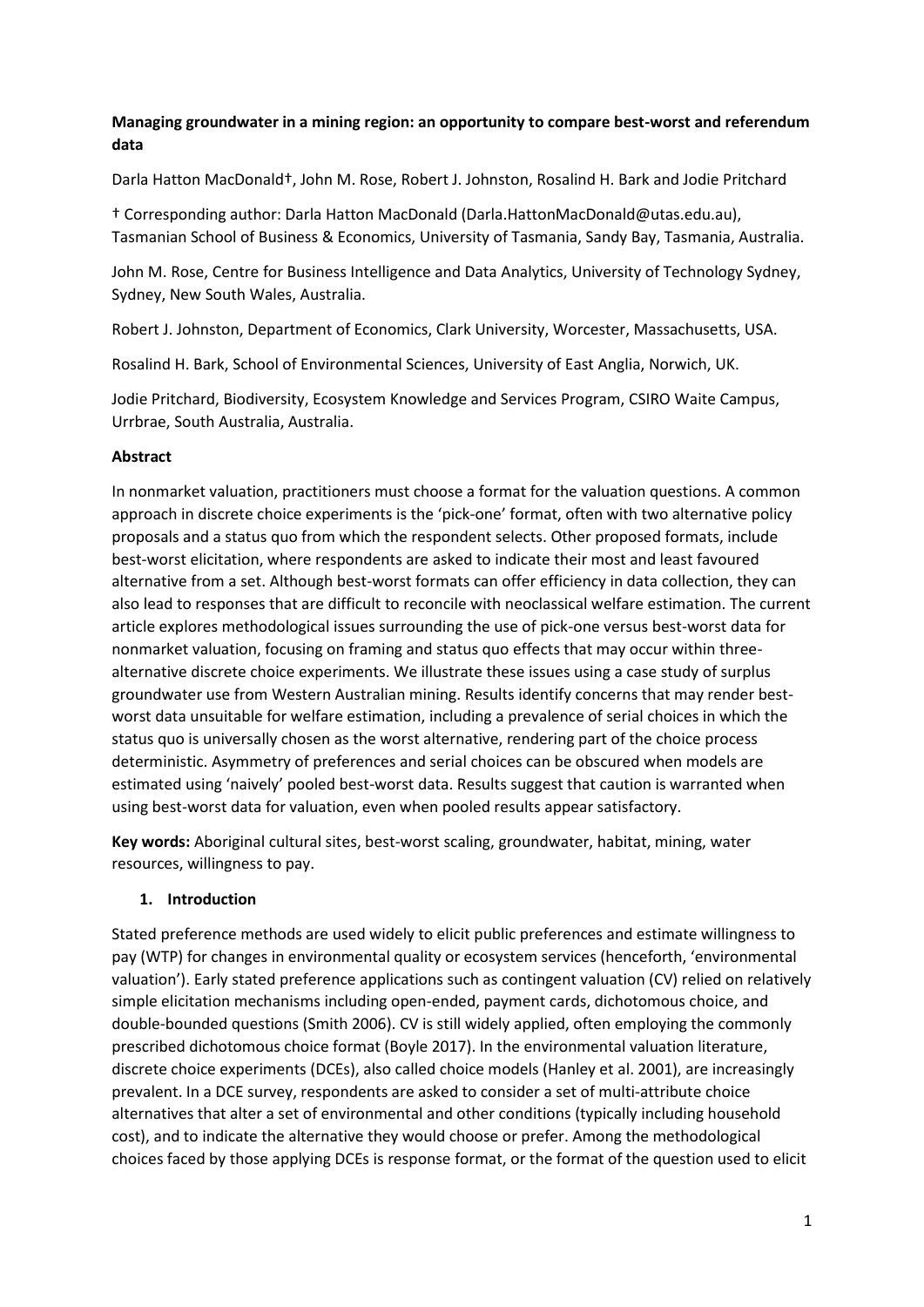**Managing groundwater in a mining region: an opportunity to compare best-worst and referendum data**

Darla Hatton MacDonald†, John M. Rose, Robert J. Johnston, Rosalind H. Bark and Jodie Pritchard

† Corresponding author: Darla Hatton MacDonald (Darla.HattonMacDonald@utas.edu.au), Tasmanian School of Business & Economics, University of Tasmania, Sandy Bay, Tasmania, Australia.

John M. Rose, Centre for Business Intelligence and Data Analytics, University of Technology Sydney, Sydney, New South Wales, Australia.

Robert J. Johnston, Department of Economics, Clark University, Worcester, Massachusetts, USA.

Rosalind H. Bark, School of Environmental Sciences, University of East Anglia, Norwich, UK.

Jodie Pritchard, Biodiversity, Ecosystem Knowledge and Services Program, CSIRO Waite Campus, Urrbrae, South Australia, Australia.

**Abstract**

In nonmarket valuation, practitioners must choose a format for the valuation questions. A common approach in discrete choice experiments is the 'pick-one' format, often with two alternative policy proposals and a status quo from which the respondent selects. Other proposed formats, include best-worst elicitation, where respondents are asked to indicate their most and least favoured alternative from a set. Although best-worst formats can offer efficiency in data collection, they can also lead to responses that are difficult to reconcile with neoclassical welfare estimation. The current article explores methodological issues surrounding the use of pick-one versus best-worst data for nonmarket valuation, focusing on framing and status quo effects that may occur within three-alternative discrete choice experiments. We illustrate these issues using a case study of surplus groundwater use from Western Australian mining. Results identify concerns that may render best-worst data unsuitable for welfare estimation, including a prevalence of serial choices in which the status quo is universally chosen as the worst alternative, rendering part of the choice process deterministic. Asymmetry of preferences and serial choices can be obscured when models are estimated using 'naively' pooled best-worst data. Results suggest that caution is warranted when using best-worst data for valuation, even when pooled results appear satisfactory.

**Key words:** Aboriginal cultural sites, best-worst scaling, groundwater, habitat, mining, water resources, willingness to pay.

## 1. Introduction

Stated preference methods are used widely to elicit public preferences and estimate willingness to pay (WTP) for changes in environmental quality or ecosystem services (henceforth, 'environmental valuation'). Early stated preference applications such as contingent valuation (CV) relied on relatively simple elicitation mechanisms including open-ended, payment cards, dichotomous choice, and double-bounded questions (Smith 2006). CV is still widely applied, often employing the commonly prescribed dichotomous choice format (Boyle 2017). In the environmental valuation literature, discrete choice experiments (DCEs), also called choice models (Hanley et al. 2001), are increasingly prevalent. In a DCE survey, respondents are asked to consider a set of multi-attribute choice alternatives that alter a set of environmental and other conditions (typically including household cost), and to indicate the alternative they would choose or prefer. Among the methodological choices faced by those applying DCEs is response format, or the format of the question used to elicit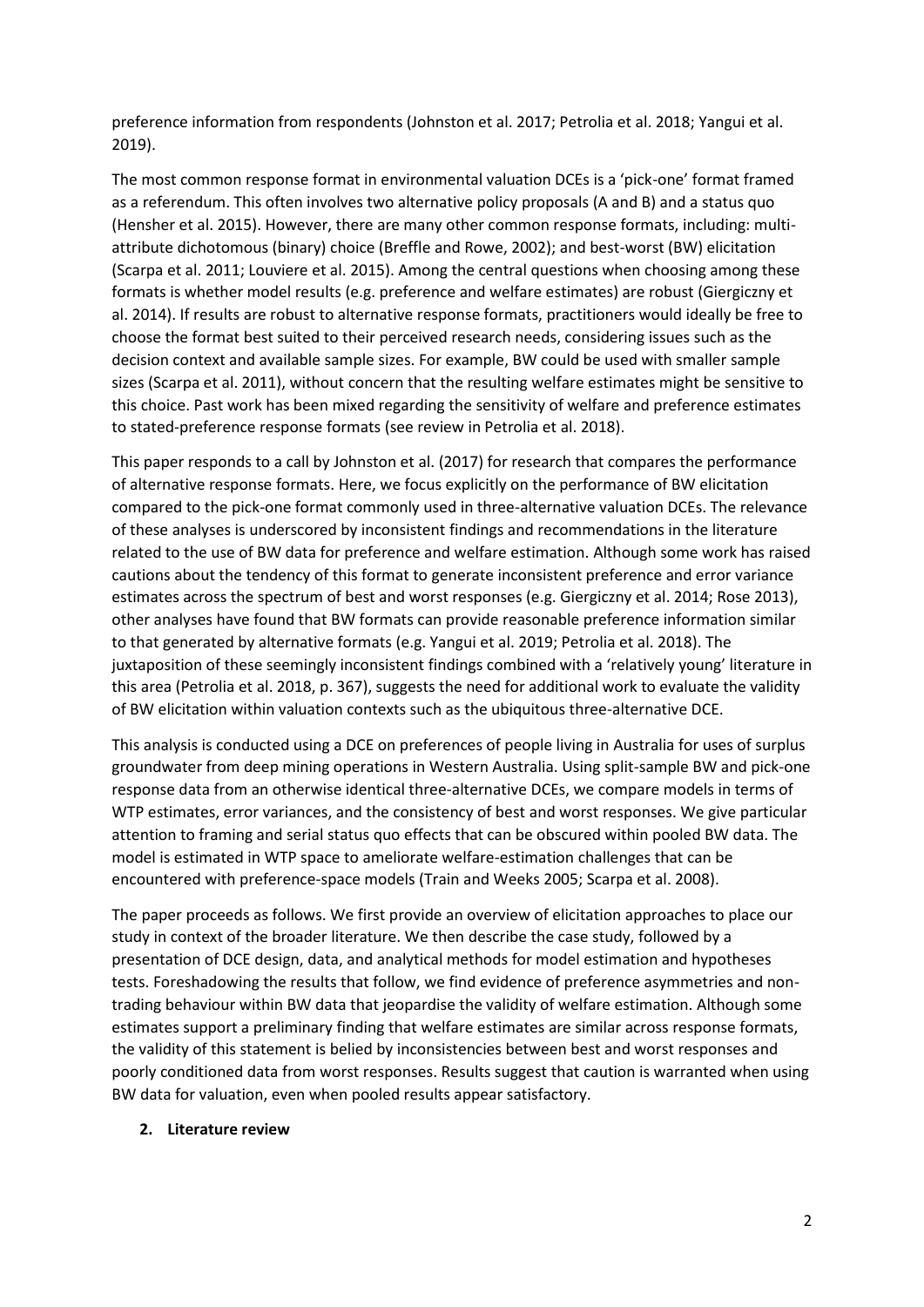preference information from respondents (Johnston et al. 2017; Petrolia et al. 2018; Yangui et al. 2019).

The most common response format in environmental valuation DCEs is a 'pick-one' format framed as a referendum. This often involves two alternative policy proposals (A and B) and a status quo (Hensher et al. 2015). However, there are many other common response formats, including: multi-attribute dichotomous (binary) choice (Breffle and Rowe, 2002); and best-worst (BW) elicitation (Scarpa et al. 2011; Louviere et al. 2015). Among the central questions when choosing among these formats is whether model results (e.g. preference and welfare estimates) are robust (Giergiczny et al. 2014). If results are robust to alternative response formats, practitioners would ideally be free to choose the format best suited to their perceived research needs, considering issues such as the decision context and available sample sizes. For example, BW could be used with smaller sample sizes (Scarpa et al. 2011), without concern that the resulting welfare estimates might be sensitive to this choice. Past work has been mixed regarding the sensitivity of welfare and preference estimates to stated-preference response formats (see review in Petrolia et al. 2018).

This paper responds to a call by Johnston et al. (2017) for research that compares the performance of alternative response formats. Here, we focus explicitly on the performance of BW elicitation compared to the pick-one format commonly used in three-alternative valuation DCEs. The relevance of these analyses is underscored by inconsistent findings and recommendations in the literature related to the use of BW data for preference and welfare estimation. Although some work has raised cautions about the tendency of this format to generate inconsistent preference and error variance estimates across the spectrum of best and worst responses (e.g. Giergiczny et al. 2014; Rose 2013), other analyses have found that BW formats can provide reasonable preference information similar to that generated by alternative formats (e.g. Yangui et al. 2019; Petrolia et al. 2018). The juxtaposition of these seemingly inconsistent findings combined with a 'relatively young' literature in this area (Petrolia et al. 2018, p. 367), suggests the need for additional work to evaluate the validity of BW elicitation within valuation contexts such as the ubiquitous three-alternative DCE.

This analysis is conducted using a DCE on preferences of people living in Australia for uses of surplus groundwater from deep mining operations in Western Australia. Using split-sample BW and pick-one response data from an otherwise identical three-alternative DCEs, we compare models in terms of WTP estimates, error variances, and the consistency of best and worst responses. We give particular attention to framing and serial status quo effects that can be obscured within pooled BW data. The model is estimated in WTP space to ameliorate welfare-estimation challenges that can be encountered with preference-space models (Train and Weeks 2005; Scarpa et al. 2008).

The paper proceeds as follows. We first provide an overview of elicitation approaches to place our study in context of the broader literature. We then describe the case study, followed by a presentation of DCE design, data, and analytical methods for model estimation and hypotheses tests. Foreshadowing the results that follow, we find evidence of preference asymmetries and non-trading behaviour within BW data that jeopardise the validity of welfare estimation. Although some estimates support a preliminary finding that welfare estimates are similar across response formats, the validity of this statement is belied by inconsistencies between best and worst responses and poorly conditioned data from worst responses. Results suggest that caution is warranted when using BW data for valuation, even when pooled results appear satisfactory.

## 2. Literature review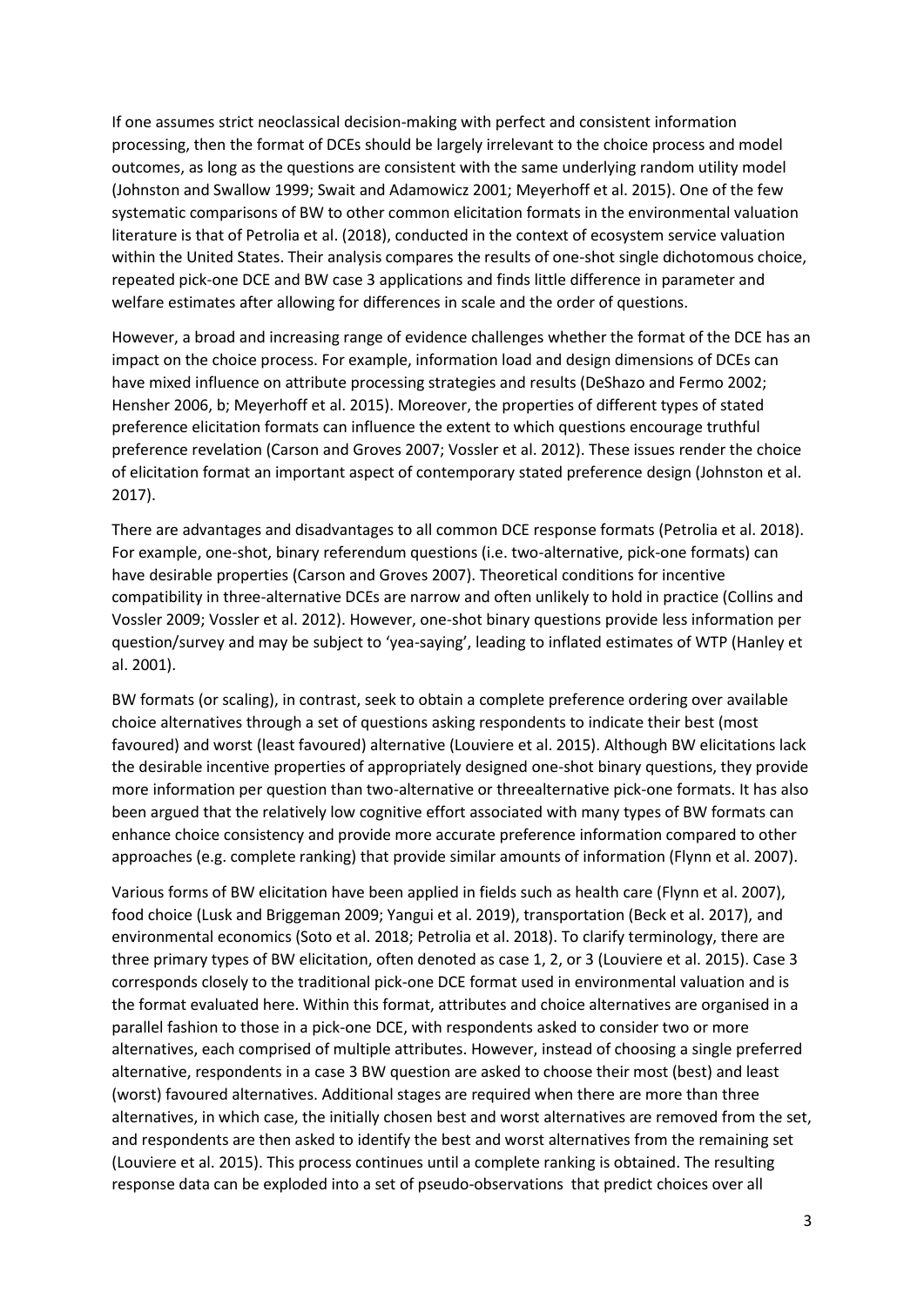If one assumes strict neoclassical decision-making with perfect and consistent information processing, then the format of DCEs should be largely irrelevant to the choice process and model outcomes, as long as the questions are consistent with the same underlying random utility model (Johnston and Swallow 1999; Swait and Adamowicz 2001; Meyerhoff et al. 2015). One of the few systematic comparisons of BW to other common elicitation formats in the environmental valuation literature is that of Petrolia et al. (2018), conducted in the context of ecosystem service valuation within the United States. Their analysis compares the results of one-shot single dichotomous choice, repeated pick-one DCE and BW case 3 applications and finds little difference in parameter and welfare estimates after allowing for differences in scale and the order of questions.

However, a broad and increasing range of evidence challenges whether the format of the DCE has an impact on the choice process. For example, information load and design dimensions of DCEs can have mixed influence on attribute processing strategies and results (DeShazo and Fermo 2002; Hensher 2006, b; Meyerhoff et al. 2015). Moreover, the properties of different types of stated preference elicitation formats can influence the extent to which questions encourage truthful preference revelation (Carson and Groves 2007; Vossler et al. 2012). These issues render the choice of elicitation format an important aspect of contemporary stated preference design (Johnston et al. 2017).

There are advantages and disadvantages to all common DCE response formats (Petrolia et al. 2018). For example, one-shot, binary referendum questions (i.e. two-alternative, pick-one formats) can have desirable properties (Carson and Groves 2007). Theoretical conditions for incentive compatibility in three-alternative DCEs are narrow and often unlikely to hold in practice (Collins and Vossler 2009; Vossler et al. 2012). However, one-shot binary questions provide less information per question/survey and may be subject to 'yea-saying', leading to inflated estimates of WTP (Hanley et al. 2001).

BW formats (or scaling), in contrast, seek to obtain a complete preference ordering over available choice alternatives through a set of questions asking respondents to indicate their best (most favoured) and worst (least favoured) alternative (Louviere et al. 2015). Although BW elicitations lack the desirable incentive properties of appropriately designed one-shot binary questions, they provide more information per question than two-alternative or threealternative pick-one formats. It has also been argued that the relatively low cognitive effort associated with many types of BW formats can enhance choice consistency and provide more accurate preference information compared to other approaches (e.g. complete ranking) that provide similar amounts of information (Flynn et al. 2007).

Various forms of BW elicitation have been applied in fields such as health care (Flynn et al. 2007), food choice (Lusk and Briggeman 2009; Yangui et al. 2019), transportation (Beck et al. 2017), and environmental economics (Soto et al. 2018; Petrolia et al. 2018). To clarify terminology, there are three primary types of BW elicitation, often denoted as case 1, 2, or 3 (Louviere et al. 2015). Case 3 corresponds closely to the traditional pick-one DCE format used in environmental valuation and is the format evaluated here. Within this format, attributes and choice alternatives are organised in a parallel fashion to those in a pick-one DCE, with respondents asked to consider two or more alternatives, each comprised of multiple attributes. However, instead of choosing a single preferred alternative, respondents in a case 3 BW question are asked to choose their most (best) and least (worst) favoured alternatives. Additional stages are required when there are more than three alternatives, in which case, the initially chosen best and worst alternatives are removed from the set, and respondents are then asked to identify the best and worst alternatives from the remaining set (Louviere et al. 2015). This process continues until a complete ranking is obtained. The resulting response data can be exploded into a set of pseudo-observations that predict choices over all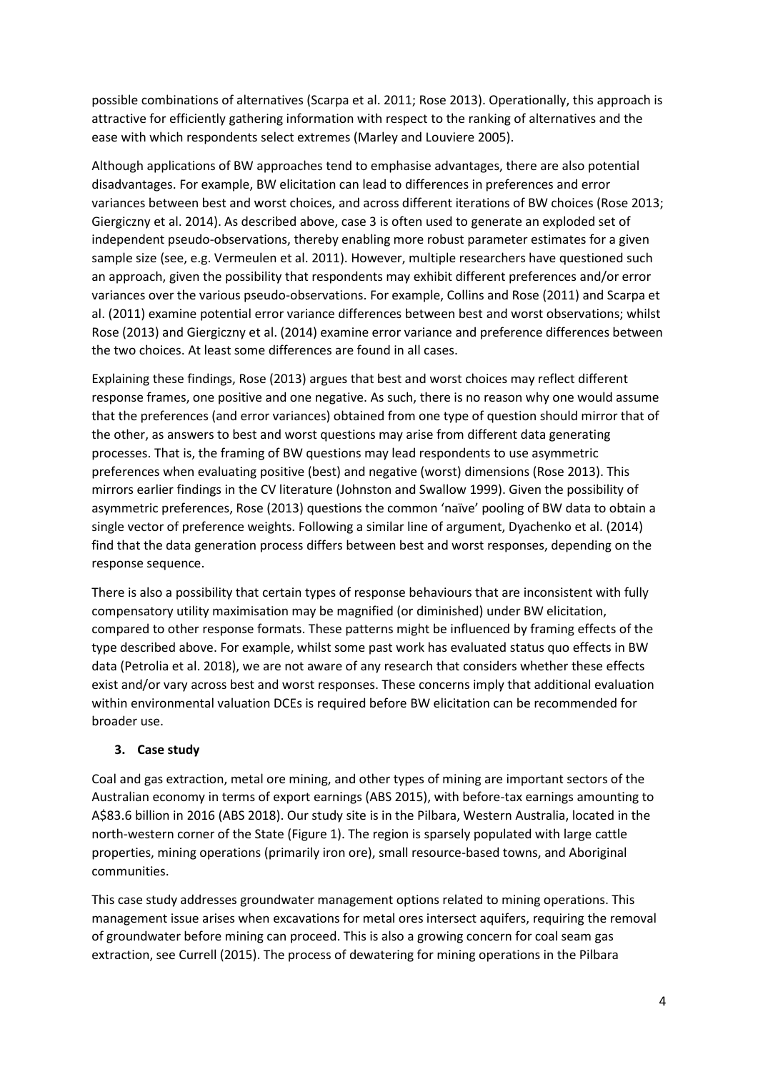possible combinations of alternatives (Scarpa et al. 2011; Rose 2013). Operationally, this approach is attractive for efficiently gathering information with respect to the ranking of alternatives and the ease with which respondents select extremes (Marley and Louviere 2005).

Although applications of BW approaches tend to emphasise advantages, there are also potential disadvantages. For example, BW elicitation can lead to differences in preferences and error variances between best and worst choices, and across different iterations of BW choices (Rose 2013; Giergiczny et al. 2014). As described above, case 3 is often used to generate an exploded set of independent pseudo-observations, thereby enabling more robust parameter estimates for a given sample size (see, e.g. Vermeulen et al. 2011). However, multiple researchers have questioned such an approach, given the possibility that respondents may exhibit different preferences and/or error variances over the various pseudo-observations. For example, Collins and Rose (2011) and Scarpa et al. (2011) examine potential error variance differences between best and worst observations; whilst Rose (2013) and Giergiczny et al. (2014) examine error variance and preference differences between the two choices. At least some differences are found in all cases.

Explaining these findings, Rose (2013) argues that best and worst choices may reflect different response frames, one positive and one negative. As such, there is no reason why one would assume that the preferences (and error variances) obtained from one type of question should mirror that of the other, as answers to best and worst questions may arise from different data generating processes. That is, the framing of BW questions may lead respondents to use asymmetric preferences when evaluating positive (best) and negative (worst) dimensions (Rose 2013). This mirrors earlier findings in the CV literature (Johnston and Swallow 1999). Given the possibility of asymmetric preferences, Rose (2013) questions the common 'naïve' pooling of BW data to obtain a single vector of preference weights. Following a similar line of argument, Dyachenko et al. (2014) find that the data generation process differs between best and worst responses, depending on the response sequence.

There is also a possibility that certain types of response behaviours that are inconsistent with fully compensatory utility maximisation may be magnified (or diminished) under BW elicitation, compared to other response formats. These patterns might be influenced by framing effects of the type described above. For example, whilst some past work has evaluated status quo effects in BW data (Petrolia et al. 2018), we are not aware of any research that considers whether these effects exist and/or vary across best and worst responses. These concerns imply that additional evaluation within environmental valuation DCEs is required before BW elicitation can be recommended for broader use.

## 3. Case study

Coal and gas extraction, metal ore mining, and other types of mining are important sectors of the Australian economy in terms of export earnings (ABS 2015), with before-tax earnings amounting to A$83.6 billion in 2016 (ABS 2018). Our study site is in the Pilbara, Western Australia, located in the north-western corner of the State (Figure 1). The region is sparsely populated with large cattle properties, mining operations (primarily iron ore), small resource-based towns, and Aboriginal communities.

This case study addresses groundwater management options related to mining operations. This management issue arises when excavations for metal ores intersect aquifers, requiring the removal of groundwater before mining can proceed. This is also a growing concern for coal seam gas extraction, see Currell (2015). The process of dewatering for mining operations in the Pilbara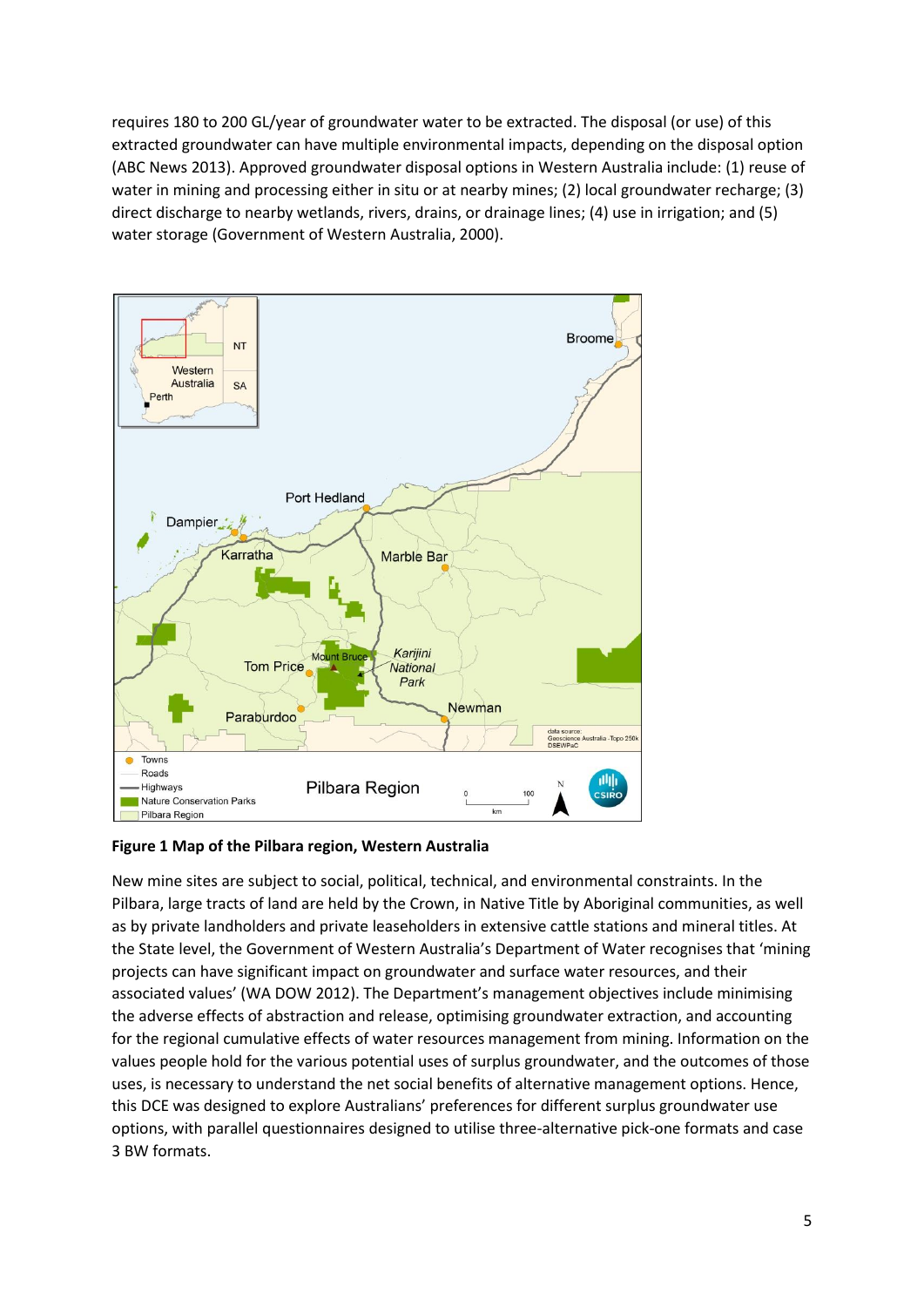requires 180 to 200 GL/year of groundwater water to be extracted. The disposal (or use) of this extracted groundwater can have multiple environmental impacts, depending on the disposal option (ABC News 2013). Approved groundwater disposal options in Western Australia include: (1) reuse of water in mining and processing either in situ or at nearby mines; (2) local groundwater recharge; (3) direct discharge to nearby wetlands, rivers, drains, or drainage lines; (4) use in irrigation; and (5) water storage (Government of Western Australia, 2000).

**Figure 1 Map of the Pilbara region, Western Australia**

New mine sites are subject to social, political, technical, and environmental constraints. In the Pilbara, large tracts of land are held by the Crown, in Native Title by Aboriginal communities, as well as by private landholders and private leaseholders in extensive cattle stations and mineral titles. At the State level, the Government of Western Australia's Department of Water recognises that 'mining projects can have significant impact on groundwater and surface water resources, and their associated values' (WA DOW 2012). The Department's management objectives include minimising the adverse effects of abstraction and release, optimising groundwater extraction, and accounting for the regional cumulative effects of water resources management from mining. Information on the values people hold for the various potential uses of surplus groundwater, and the outcomes of those uses, is necessary to understand the net social benefits of alternative management options. Hence, this DCE was designed to explore Australians' preferences for different surplus groundwater use options, with parallel questionnaires designed to utilise three-alternative pick-one formats and case 3 BW formats.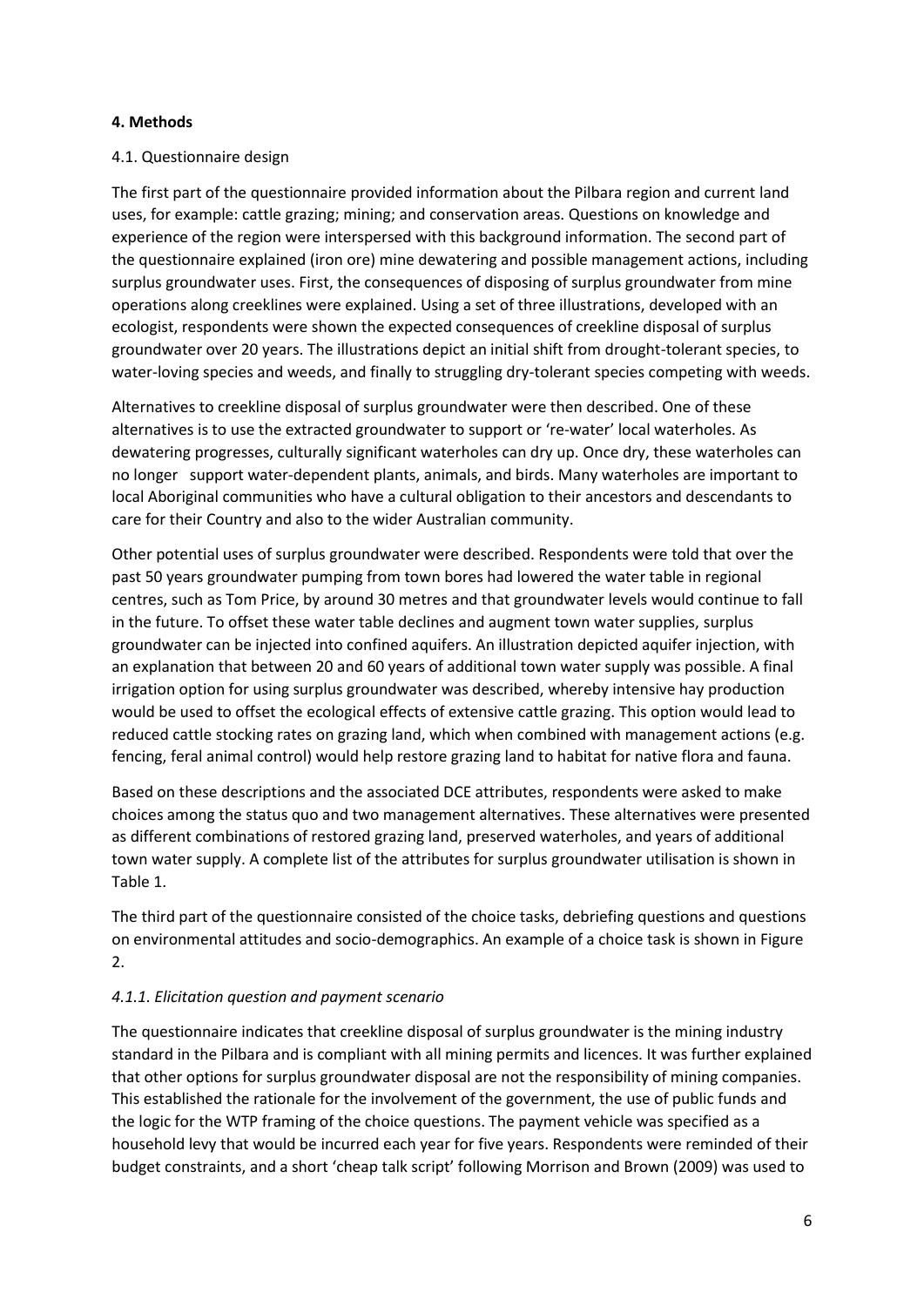## 4. Methods

### 4.1. Questionnaire design

The first part of the questionnaire provided information about the Pilbara region and current land uses, for example: cattle grazing; mining; and conservation areas. Questions on knowledge and experience of the region were interspersed with this background information. The second part of the questionnaire explained (iron ore) mine dewatering and possible management actions, including surplus groundwater uses. First, the consequences of disposing of surplus groundwater from mine operations along creeklines were explained. Using a set of three illustrations, developed with an ecologist, respondents were shown the expected consequences of creekline disposal of surplus groundwater over 20 years. The illustrations depict an initial shift from drought-tolerant species, to water-loving species and weeds, and finally to struggling dry-tolerant species competing with weeds.

Alternatives to creekline disposal of surplus groundwater were then described. One of these alternatives is to use the extracted groundwater to support or 're-water' local waterholes. As dewatering progresses, culturally significant waterholes can dry up. Once dry, these waterholes can no longer support water-dependent plants, animals, and birds. Many waterholes are important to local Aboriginal communities who have a cultural obligation to their ancestors and descendants to care for their Country and also to the wider Australian community.

Other potential uses of surplus groundwater were described. Respondents were told that over the past 50 years groundwater pumping from town bores had lowered the water table in regional centres, such as Tom Price, by around 30 metres and that groundwater levels would continue to fall in the future. To offset these water table declines and augment town water supplies, surplus groundwater can be injected into confined aquifers. An illustration depicted aquifer injection, with an explanation that between 20 and 60 years of additional town water supply was possible. A final irrigation option for using surplus groundwater was described, whereby intensive hay production would be used to offset the ecological effects of extensive cattle grazing. This option would lead to reduced cattle stocking rates on grazing land, which when combined with management actions (e.g. fencing, feral animal control) would help restore grazing land to habitat for native flora and fauna.

Based on these descriptions and the associated DCE attributes, respondents were asked to make choices among the status quo and two management alternatives. These alternatives were presented as different combinations of restored grazing land, preserved waterholes, and years of additional town water supply. A complete list of the attributes for surplus groundwater utilisation is shown in Table 1.

The third part of the questionnaire consisted of the choice tasks, debriefing questions and questions on environmental attitudes and socio-demographics. An example of a choice task is shown in Figure 2.

#### *4.1.1. Elicitation question and payment scenario*

The questionnaire indicates that creekline disposal of surplus groundwater is the mining industry standard in the Pilbara and is compliant with all mining permits and licences. It was further explained that other options for surplus groundwater disposal are not the responsibility of mining companies. This established the rationale for the involvement of the government, the use of public funds and the logic for the WTP framing of the choice questions. The payment vehicle was specified as a household levy that would be incurred each year for five years. Respondents were reminded of their budget constraints, and a short 'cheap talk script' following Morrison and Brown (2009) was used to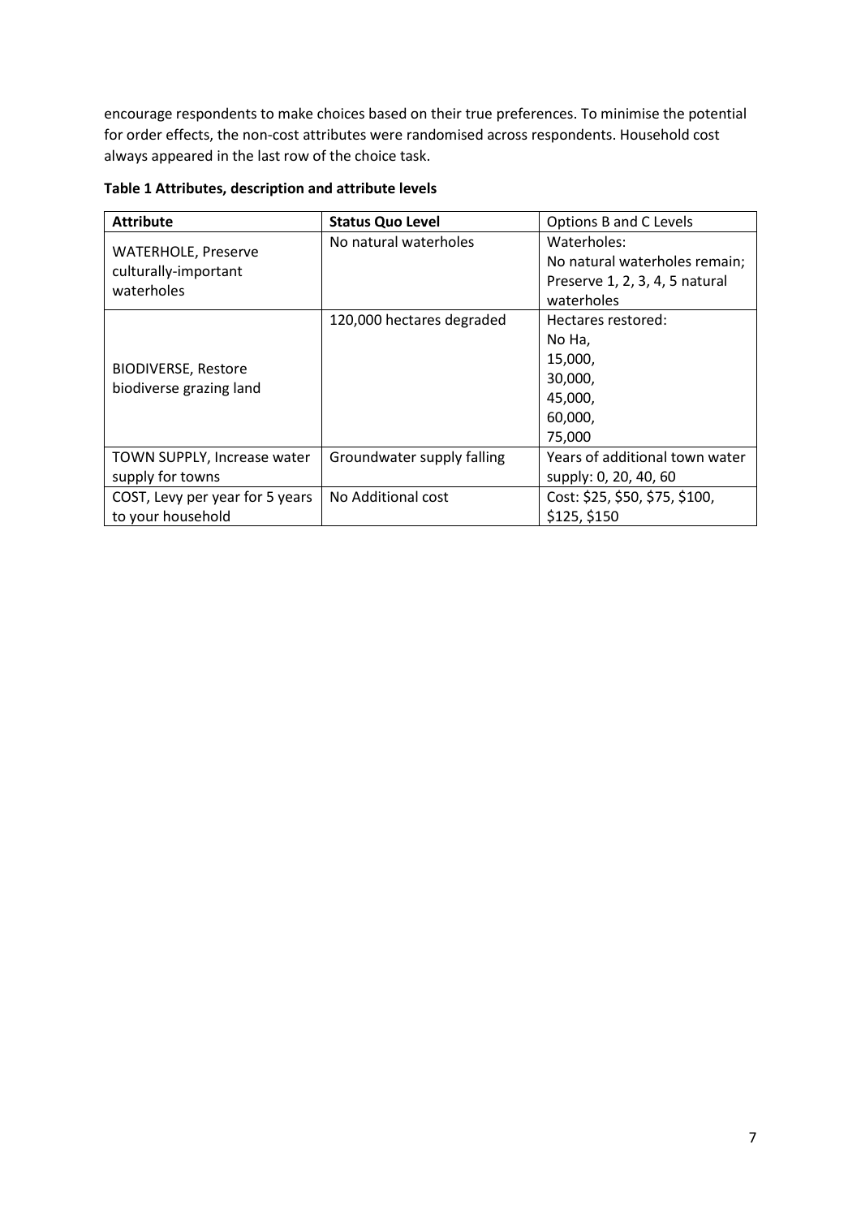encourage respondents to make choices based on their true preferences. To minimise the potential for order effects, the non-cost attributes were randomised across respondents. Household cost always appeared in the last row of the choice task.

**Table 1 Attributes, description and attribute levels**

| **Attribute** | **Status Quo Level** | Options B and C Levels |
|---|---|---|
| WATERHOLE, Preserve culturally-important waterholes | No natural waterholes | Waterholes: No natural waterholes remain; Preserve 1, 2, 3, 4, 5 natural waterholes |
| BIODIVERSE, Restore biodiverse grazing land | 120,000 hectares degraded | Hectares restored: No Ha, 15,000, 30,000, 45,000, 60,000, 75,000 |
| TOWN SUPPLY, Increase water supply for towns | Groundwater supply falling | Years of additional town water supply: 0, 20, 40, 60 |
| COST, Levy per year for 5 years to your household | No Additional cost | Cost: $25, $50, $75, $100, $125, $150 |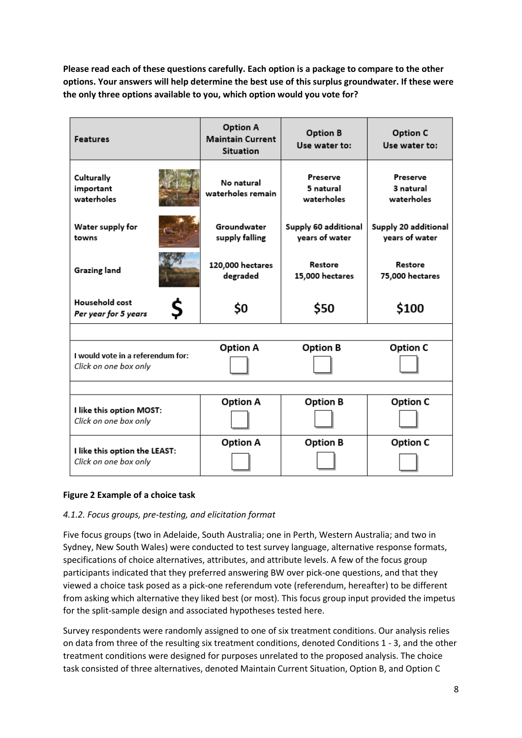**Please read each of these questions carefully. Each option is a package to compare to the other options. Your answers will help determine the best use of this surplus groundwater. If these were the only three options available to you, which option would you vote for?**

| Features | Option A Maintain Current Situation | Option B Use water to: | Option C Use water to: |
|---|---|---|---|
| Culturally important waterholes | No natural waterholes remain | Preserve 5 natural waterholes | Preserve 3 natural waterholes |
| Water supply for towns | Groundwater supply falling | Supply 60 additional years of water | Supply 20 additional years of water |
| Grazing land | 120,000 hectares degraded | Restore 15,000 hectares | Restore 75,000 hectares |
| Household cost *Per year for 5 years* $ | $0 | $50 | $100 |
| | | | |
| I would vote in a referendum for: *Click on one box only* | Option A ☐ | Option B ☐ | Option C ☐ |
| | | | |
| I like this option MOST: *Click on one box only* | Option A ☐ | Option B ☐ | Option C ☐ |
| I like this option the LEAST: *Click on one box only* | Option A ☐ | Option B ☐ | Option C ☐ |

**Figure 2 Example of a choice task**

*4.1.2. Focus groups, pre-testing, and elicitation format*

Five focus groups (two in Adelaide, South Australia; one in Perth, Western Australia; and two in Sydney, New South Wales) were conducted to test survey language, alternative response formats, specifications of choice alternatives, attributes, and attribute levels. A few of the focus group participants indicated that they preferred answering BW over pick-one questions, and that they viewed a choice task posed as a pick-one referendum vote (referendum, hereafter) to be different from asking which alternative they liked best (or most). This focus group input provided the impetus for the split-sample design and associated hypotheses tested here.

Survey respondents were randomly assigned to one of six treatment conditions. Our analysis relies on data from three of the resulting six treatment conditions, denoted Conditions 1 - 3, and the other treatment conditions were designed for purposes unrelated to the proposed analysis. The choice task consisted of three alternatives, denoted Maintain Current Situation, Option B, and Option C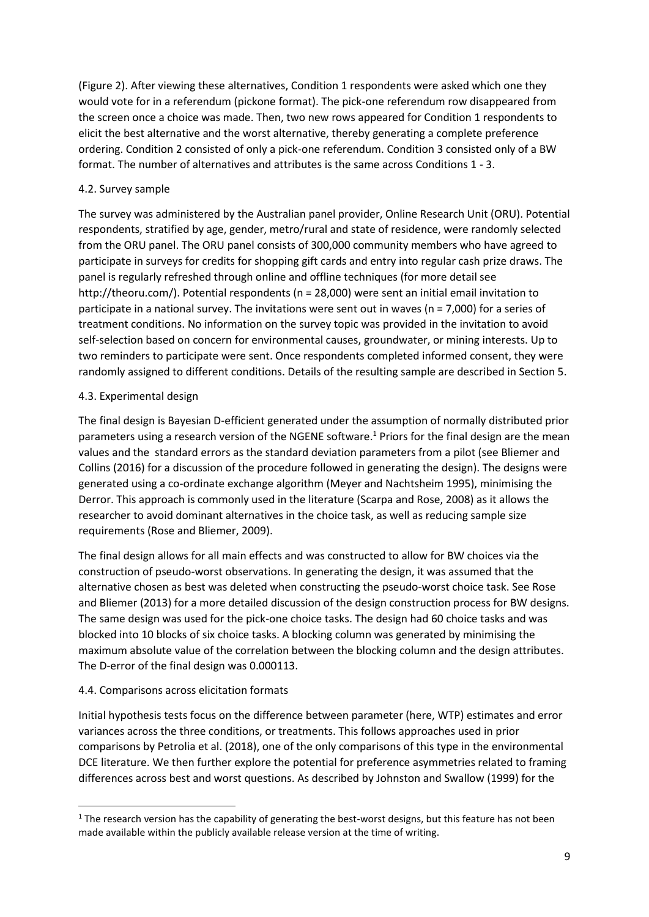(Figure 2). After viewing these alternatives, Condition 1 respondents were asked which one they would vote for in a referendum (pickone format). The pick-one referendum row disappeared from the screen once a choice was made. Then, two new rows appeared for Condition 1 respondents to elicit the best alternative and the worst alternative, thereby generating a complete preference ordering. Condition 2 consisted of only a pick-one referendum. Condition 3 consisted only of a BW format. The number of alternatives and attributes is the same across Conditions 1 - 3.

## 4.2. Survey sample

The survey was administered by the Australian panel provider, Online Research Unit (ORU). Potential respondents, stratified by age, gender, metro/rural and state of residence, were randomly selected from the ORU panel. The ORU panel consists of 300,000 community members who have agreed to participate in surveys for credits for shopping gift cards and entry into regular cash prize draws. The panel is regularly refreshed through online and offline techniques (for more detail see http://theoru.com/). Potential respondents (n = 28,000) were sent an initial email invitation to participate in a national survey. The invitations were sent out in waves (n = 7,000) for a series of treatment conditions. No information on the survey topic was provided in the invitation to avoid self-selection based on concern for environmental causes, groundwater, or mining interests. Up to two reminders to participate were sent. Once respondents completed informed consent, they were randomly assigned to different conditions. Details of the resulting sample are described in Section 5.

## 4.3. Experimental design

The final design is Bayesian D-efficient generated under the assumption of normally distributed prior parameters using a research version of the NGENE software.[1] Priors for the final design are the mean values and the standard errors as the standard deviation parameters from a pilot (see Bliemer and Collins (2016) for a discussion of the procedure followed in generating the design). The designs were generated using a co-ordinate exchange algorithm (Meyer and Nachtsheim 1995), minimising the Derror. This approach is commonly used in the literature (Scarpa and Rose, 2008) as it allows the researcher to avoid dominant alternatives in the choice task, as well as reducing sample size requirements (Rose and Bliemer, 2009).

The final design allows for all main effects and was constructed to allow for BW choices via the construction of pseudo-worst observations. In generating the design, it was assumed that the alternative chosen as best was deleted when constructing the pseudo-worst choice task. See Rose and Bliemer (2013) for a more detailed discussion of the design construction process for BW designs. The same design was used for the pick-one choice tasks. The design had 60 choice tasks and was blocked into 10 blocks of six choice tasks. A blocking column was generated by minimising the maximum absolute value of the correlation between the blocking column and the design attributes. The D-error of the final design was 0.000113.

## 4.4. Comparisons across elicitation formats

Initial hypothesis tests focus on the difference between parameter (here, WTP) estimates and error variances across the three conditions, or treatments. This follows approaches used in prior comparisons by Petrolia et al. (2018), one of the only comparisons of this type in the environmental DCE literature. We then further explore the potential for preference asymmetries related to framing differences across best and worst questions. As described by Johnston and Swallow (1999) for the

[1] The research version has the capability of generating the best-worst designs, but this feature has not been made available within the publicly available release version at the time of writing.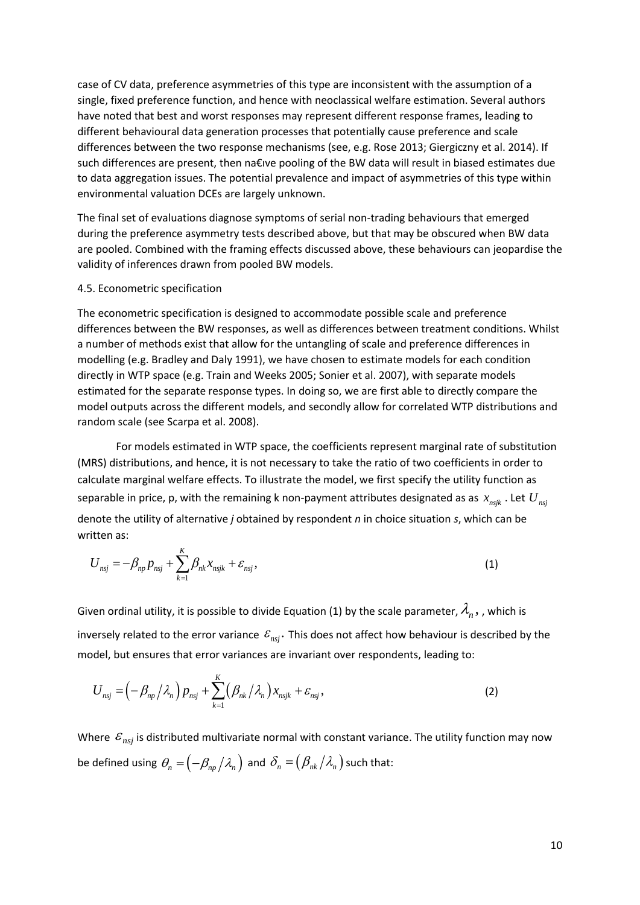case of CV data, preference asymmetries of this type are inconsistent with the assumption of a single, fixed preference function, and hence with neoclassical welfare estimation. Several authors have noted that best and worst responses may represent different response frames, leading to different behavioural data generation processes that potentially cause preference and scale differences between the two response mechanisms (see, e.g. Rose 2013; Giergiczny et al. 2014). If such differences are present, then na€ıve pooling of the BW data will result in biased estimates due to data aggregation issues. The potential prevalence and impact of asymmetries of this type within environmental valuation DCEs are largely unknown.

The final set of evaluations diagnose symptoms of serial non-trading behaviours that emerged during the preference asymmetry tests described above, but that may be obscured when BW data are pooled. Combined with the framing effects discussed above, these behaviours can jeopardise the validity of inferences drawn from pooled BW models.

4.5. Econometric specification

The econometric specification is designed to accommodate possible scale and preference differences between the BW responses, as well as differences between treatment conditions. Whilst a number of methods exist that allow for the untangling of scale and preference differences in modelling (e.g. Bradley and Daly 1991), we have chosen to estimate models for each condition directly in WTP space (e.g. Train and Weeks 2005; Sonier et al. 2007), with separate models estimated for the separate response types. In doing so, we are first able to directly compare the model outputs across the different models, and secondly allow for correlated WTP distributions and random scale (see Scarpa et al. 2008).

For models estimated in WTP space, the coefficients represent marginal rate of substitution (MRS) distributions, and hence, it is not necessary to take the ratio of two coefficients in order to calculate marginal welfare effects. To illustrate the model, we first specify the utility function as separable in price, p, with the remaining k non-payment attributes designated as as $x_{nsjk}$ . Let $U_{nsj}$ denote the utility of alternative *j* obtained by respondent *n* in choice situation *s*, which can be written as:

$$U_{nsj} = -\beta_{np} p_{nsj} + \sum_{k=1}^{K} \beta_{nk} x_{nsjk} + \varepsilon_{nsj}, \tag{1}$$

Given ordinal utility, it is possible to divide Equation (1) by the scale parameter, $\lambda_n$, , which is inversely related to the error variance $\varepsilon_{nsj}$. This does not affect how behaviour is described by the model, but ensures that error variances are invariant over respondents, leading to:

$$U_{nsj} = \left(-\beta_{np} / \lambda_n\right) p_{nsj} + \sum_{k=1}^{K} \left(\beta_{nk} / \lambda_n\right) x_{nsjk} + \varepsilon_{nsj}, \tag{2}$$

Where $\varepsilon_{nsj}$ is distributed multivariate normal with constant variance. The utility function may now be defined using $\theta_n = \left(-\beta_{np} / \lambda_n\right)$ and $\delta_n = \left(\beta_{nk} / \lambda_n\right)$ such that: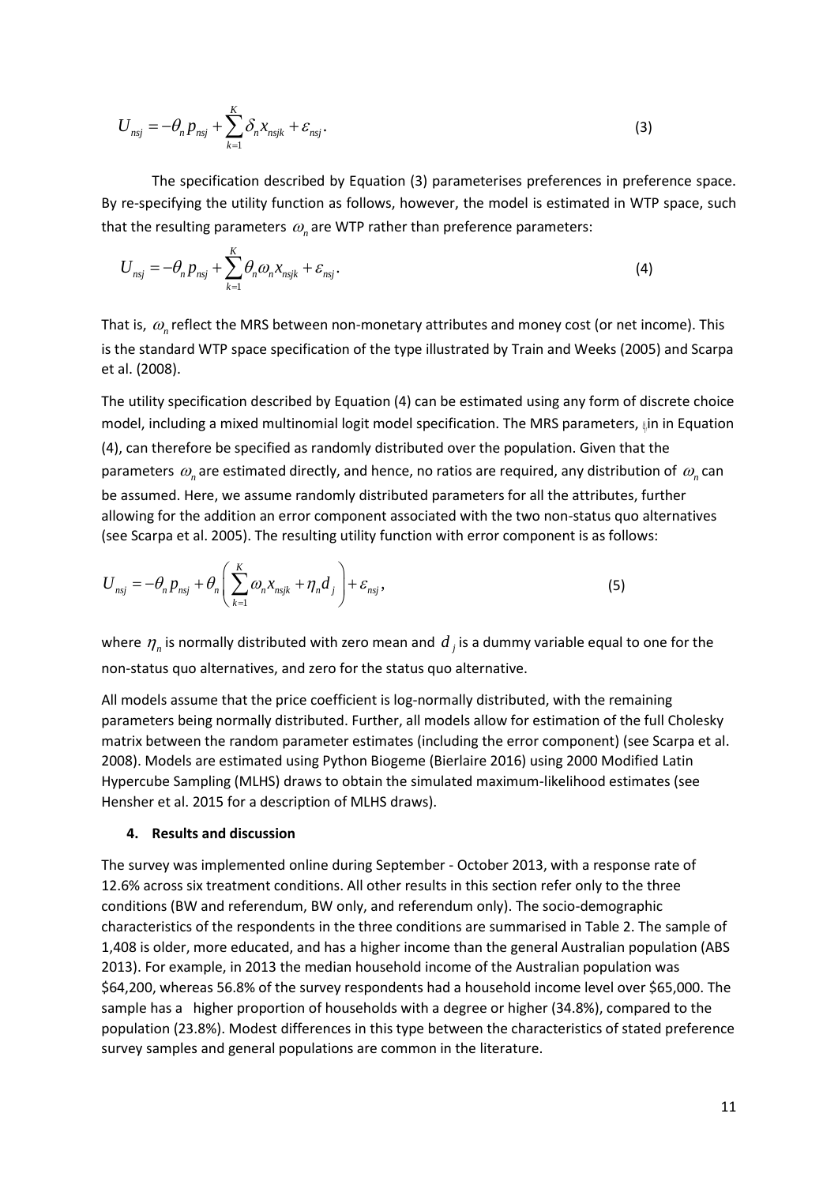$$U_{nsj} = -\theta_n p_{nsj} + \sum_{k=1}^{K} \delta_n x_{nsjk} + \varepsilon_{nsj}. \tag{3}$$

The specification described by Equation (3) parameterises preferences in preference space. By re-specifying the utility function as follows, however, the model is estimated in WTP space, such that the resulting parameters $\omega_n$ are WTP rather than preference parameters:

$$U_{nsj} = -\theta_n p_{nsj} + \sum_{k=1}^{K} \theta_n \omega_n x_{nsjk} + \varepsilon_{nsj}. \tag{4}$$

That is, $\omega_n$ reflect the MRS between non-monetary attributes and money cost (or net income). This is the standard WTP space specification of the type illustrated by Train and Weeks (2005) and Scarpa et al. (2008).

The utility specification described by Equation (4) can be estimated using any form of discrete choice model, including a mixed multinomial logit model specification. The MRS parameters, in Equation (4), can therefore be specified as randomly distributed over the population. Given that the parameters $\omega_n$ are estimated directly, and hence, no ratios are required, any distribution of $\omega_n$ can be assumed. Here, we assume randomly distributed parameters for all the attributes, further allowing for the addition an error component associated with the two non-status quo alternatives (see Scarpa et al. 2005). The resulting utility function with error component is as follows:

$$U_{nsj} = -\theta_n p_{nsj} + \theta_n \left( \sum_{k=1}^{K} \omega_n x_{nsjk} + \eta_n d_j \right) + \varepsilon_{nsj}, \tag{5}$$

where $\eta_n$ is normally distributed with zero mean and $d_j$ is a dummy variable equal to one for the non-status quo alternatives, and zero for the status quo alternative.

All models assume that the price coefficient is log-normally distributed, with the remaining parameters being normally distributed. Further, all models allow for estimation of the full Cholesky matrix between the random parameter estimates (including the error component) (see Scarpa et al. 2008). Models are estimated using Python Biogeme (Bierlaire 2016) using 2000 Modified Latin Hypercube Sampling (MLHS) draws to obtain the simulated maximum-likelihood estimates (see Hensher et al. 2015 for a description of MLHS draws).

## 4. Results and discussion

The survey was implemented online during September - October 2013, with a response rate of 12.6% across six treatment conditions. All other results in this section refer only to the three conditions (BW and referendum, BW only, and referendum only). The socio-demographic characteristics of the respondents in the three conditions are summarised in Table 2. The sample of 1,408 is older, more educated, and has a higher income than the general Australian population (ABS 2013). For example, in 2013 the median household income of the Australian population was \$64,200, whereas 56.8% of the survey respondents had a household income level over \$65,000. The sample has a higher proportion of households with a degree or higher (34.8%), compared to the population (23.8%). Modest differences in this type between the characteristics of stated preference survey samples and general populations are common in the literature.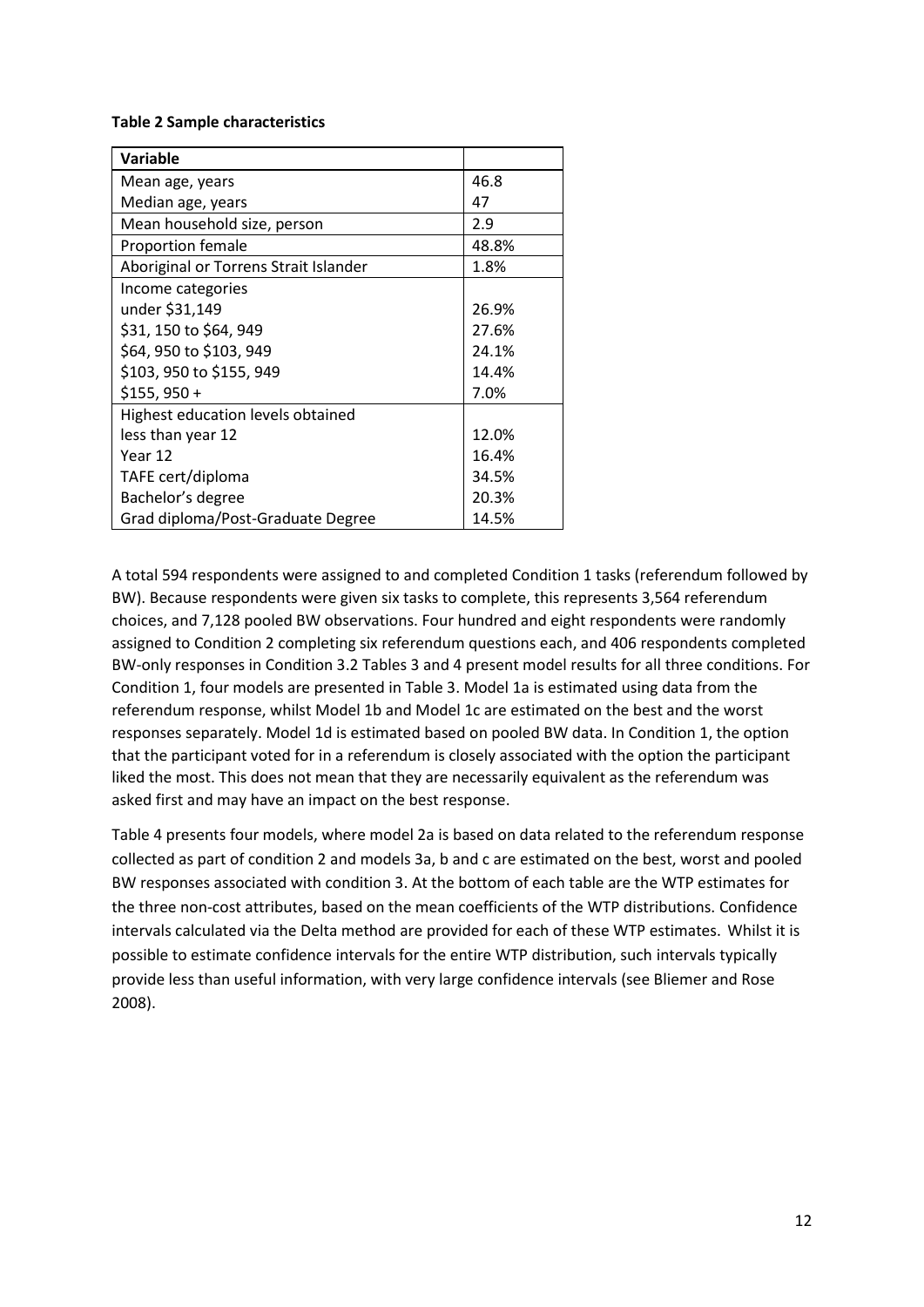**Table 2 Sample characteristics**

| Variable | |
|---|---|
| Mean age, years | 46.8 |
| Median age, years | 47 |
| Mean household size, person | 2.9 |
| Proportion female | 48.8% |
| Aboriginal or Torrens Strait Islander | 1.8% |
| Income categories | |
| under $31,149 | 26.9% |
| $31, 150 to $64, 949 | 27.6% |
| $64, 950 to $103, 949 | 24.1% |
| $103, 950 to $155, 949 | 14.4% |
| $155, 950 + | 7.0% |
| Highest education levels obtained | |
| less than year 12 | 12.0% |
| Year 12 | 16.4% |
| TAFE cert/diploma | 34.5% |
| Bachelor's degree | 20.3% |
| Grad diploma/Post-Graduate Degree | 14.5% |

A total 594 respondents were assigned to and completed Condition 1 tasks (referendum followed by BW). Because respondents were given six tasks to complete, this represents 3,564 referendum choices, and 7,128 pooled BW observations. Four hundred and eight respondents were randomly assigned to Condition 2 completing six referendum questions each, and 406 respondents completed BW-only responses in Condition 3.2 Tables 3 and 4 present model results for all three conditions. For Condition 1, four models are presented in Table 3. Model 1a is estimated using data from the referendum response, whilst Model 1b and Model 1c are estimated on the best and the worst responses separately. Model 1d is estimated based on pooled BW data. In Condition 1, the option that the participant voted for in a referendum is closely associated with the option the participant liked the most. This does not mean that they are necessarily equivalent as the referendum was asked first and may have an impact on the best response.

Table 4 presents four models, where model 2a is based on data related to the referendum response collected as part of condition 2 and models 3a, b and c are estimated on the best, worst and pooled BW responses associated with condition 3. At the bottom of each table are the WTP estimates for the three non-cost attributes, based on the mean coefficients of the WTP distributions. Confidence intervals calculated via the Delta method are provided for each of these WTP estimates. Whilst it is possible to estimate confidence intervals for the entire WTP distribution, such intervals typically provide less than useful information, with very large confidence intervals (see Bliemer and Rose 2008).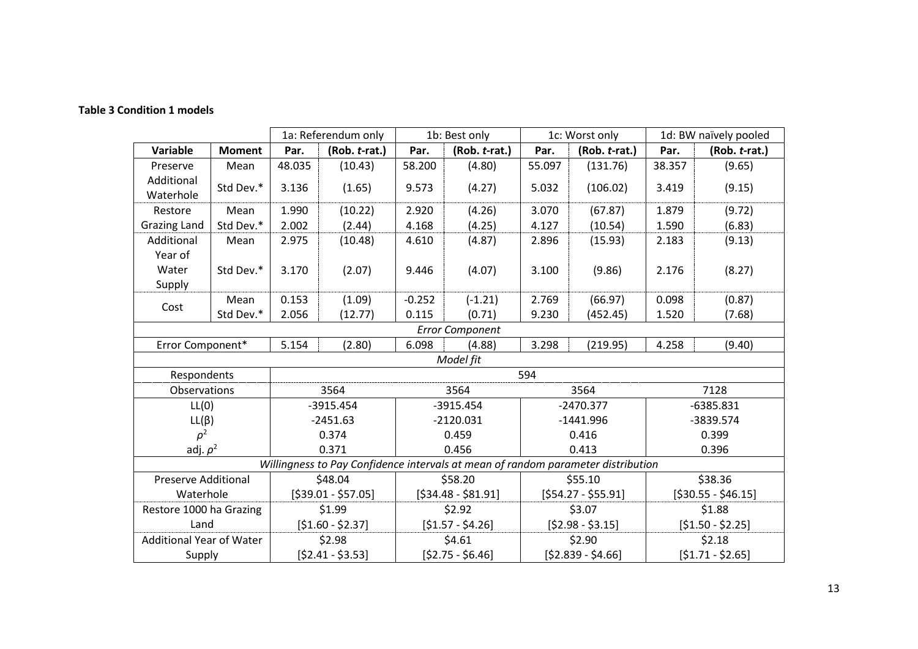**Table 3 Condition 1 models**

| | | 1a: Referendum only | | 1b: Best only | | 1c: Worst only | | 1d: BW naïvely pooled | |
|---|---|---|---|---|---|---|---|---|---|
| **Variable** | **Moment** | **Par.** | **(Rob. *t*-rat.)** | **Par.** | **(Rob. *t*-rat.)** | **Par.** | **(Rob. *t*-rat.)** | **Par.** | **(Rob. *t*-rat.)** |
| Preserve | Mean | 48.035 | (10.43) | 58.200 | (4.80) | 55.097 | (131.76) | 38.357 | (9.65) |
| Additional Waterhole | Std Dev.* | 3.136 | (1.65) | 9.573 | (4.27) | 5.032 | (106.02) | 3.419 | (9.15) |
| Restore | Mean | 1.990 | (10.22) | 2.920 | (4.26) | 3.070 | (67.87) | 1.879 | (9.72) |
| Grazing Land | Std Dev.* | 2.002 | (2.44) | 4.168 | (4.25) | 4.127 | (10.54) | 1.590 | (6.83) |
| Additional Year of | Mean | 2.975 | (10.48) | 4.610 | (4.87) | 2.896 | (15.93) | 2.183 | (9.13) |
| Water Supply | Std Dev.* | 3.170 | (2.07) | 9.446 | (4.07) | 3.100 | (9.86) | 2.176 | (8.27) |
| Cost | Mean | 0.153 | (1.09) | -0.252 | (-1.21) | 2.769 | (66.97) | 0.098 | (0.87) |
| | Std Dev.* | 2.056 | (12.77) | 0.115 | (0.71) | 9.230 | (452.45) | 1.520 | (7.68) |
| *Error Component* | | | | | | | | | |
| Error Component* | | 5.154 | (2.80) | 6.098 | (4.88) | 3.298 | (219.95) | 4.258 | (9.40) |
| *Model fit* | | | | | | | | | |
| Respondents | | 594 | | | | | | | |
| Observations | | 3564 | | 3564 | | 3564 | | 7128 | |
| LL(0) | | -3915.454 | | -3915.454 | | -2470.377 | | -6385.831 | |
| LL(β) | | -2451.63 | | -2120.031 | | -1441.996 | | -3839.574 | |
| $\rho^2$ | | 0.374 | | 0.459 | | 0.416 | | 0.399 | |
| adj. $\rho^2$ | | 0.371 | | 0.456 | | 0.413 | | 0.396 | |
| *Willingness to Pay Confidence intervals at mean of random parameter distribution* | | | | | | | | | |
| Preserve Additional Waterhole | | \$48.04 [\$39.01 - \$57.05] | | \$58.20 [\$34.48 - \$81.91] | | \$55.10 [\$54.27 - \$55.91] | | \$38.36 [\$30.55 - \$46.15] | |
| Restore 1000 ha Grazing Land | | \$1.99 [\$1.60 - \$2.37] | | \$2.92 [\$1.57 - \$4.26] | | \$3.07 [\$2.98 - \$3.15] | | \$1.88 [\$1.50 - \$2.25] | |
| Additional Year of Water Supply | | \$2.98 [\$2.41 - \$3.53] | | \$4.61 [\$2.75 - \$6.46] | | \$2.90 [\$2.839 - \$4.66] | | \$2.18 [\$1.71 - \$2.65] | |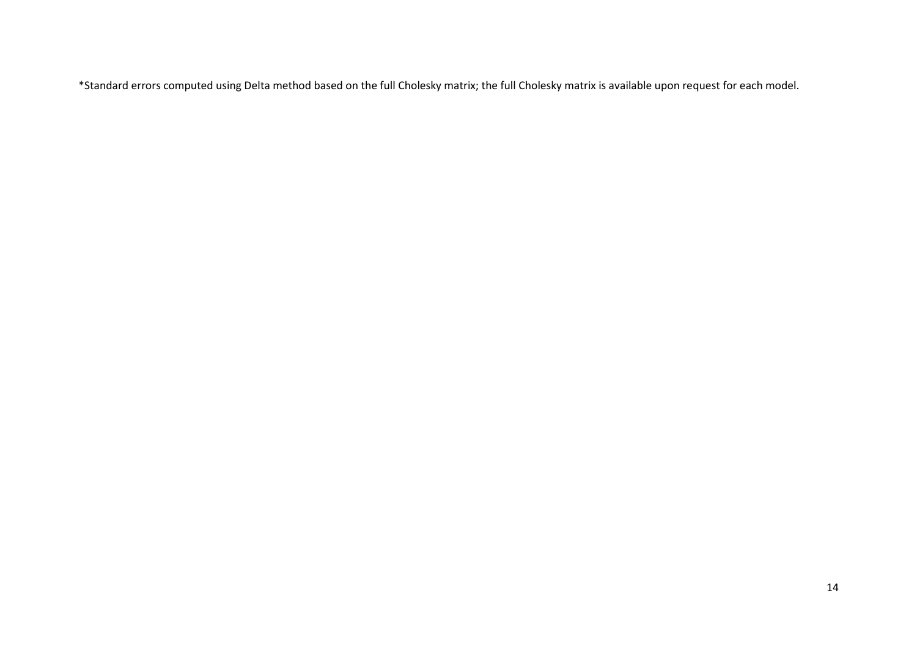*Standard errors computed using Delta method based on the full Cholesky matrix; the full Cholesky matrix is available upon request for each model.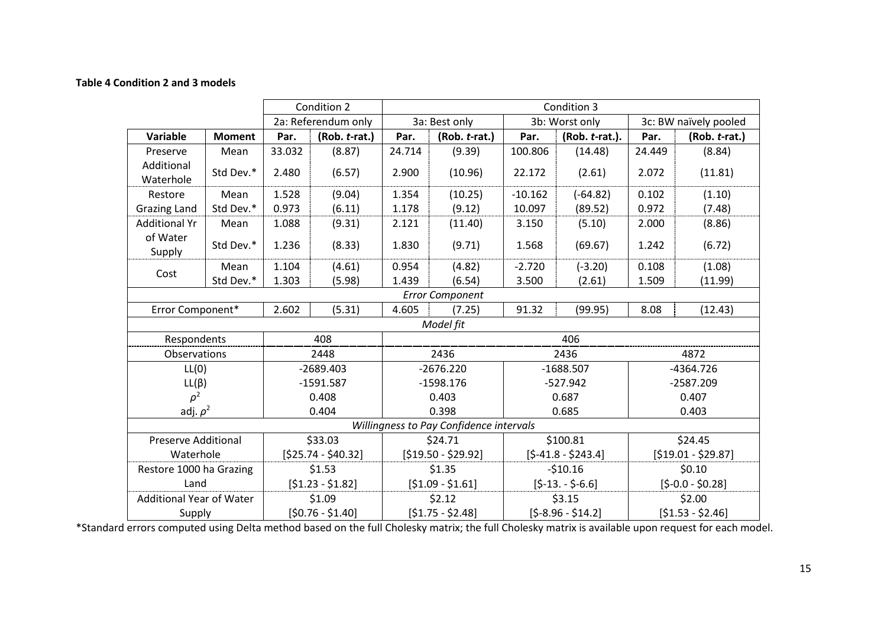**Table 4 Condition 2 and 3 models**

| | | Condition 2 | | Condition 3 | | | | | |
|---|---|---|---|---|---|---|---|---|---|
| | | 2a: Referendum only | | 3a: Best only | | 3b: Worst only | | 3c: BW naïvely pooled | |
| **Variable** | **Moment** | **Par.** | **(Rob. *t*-rat.)** | **Par.** | **(Rob. *t*-rat.)** | **Par.** | **(Rob. *t*-rat.).** | **Par.** | **(Rob. *t*-rat.)** |
| Preserve Additional Waterhole | Mean | 33.032 | (8.87) | 24.714 | (9.39) | 100.806 | (14.48) | 24.449 | (8.84) |
| | Std Dev.* | 2.480 | (6.57) | 2.900 | (10.96) | 22.172 | (2.61) | 2.072 | (11.81) |
| Restore Grazing Land | Mean | 1.528 | (9.04) | 1.354 | (10.25) | -10.162 | (-64.82) | 0.102 | (1.10) |
| | Std Dev.* | 0.973 | (6.11) | 1.178 | (9.12) | 10.097 | (89.52) | 0.972 | (7.48) |
| Additional Yr of Water Supply | Mean | 1.088 | (9.31) | 2.121 | (11.40) | 3.150 | (5.10) | 2.000 | (8.86) |
| | Std Dev.* | 1.236 | (8.33) | 1.830 | (9.71) | 1.568 | (69.67) | 1.242 | (6.72) |
| Cost | Mean | 1.104 | (4.61) | 0.954 | (4.82) | -2.720 | (-3.20) | 0.108 | (1.08) |
| | Std Dev.* | 1.303 | (5.98) | 1.439 | (6.54) | 3.500 | (2.61) | 1.509 | (11.99) |
| *Error Component* | | | | | | | | | |
| Error Component* | | 2.602 | (5.31) | 4.605 | (7.25) | 91.32 | (99.95) | 8.08 | (12.43) |
| *Model fit* | | | | | | | | | |
| Respondents | | 408 | | 406 | | | | | |
| Observations | | 2448 | | 2436 | | 2436 | | 4872 | |
| LL(0) | | -2689.403 | | -2676.220 | | -1688.507 | | -4364.726 | |
| LL(β) | | -1591.587 | | -1598.176 | | -527.942 | | -2587.209 | |
| $\rho^2$ | | 0.408 | | 0.403 | | 0.687 | | 0.407 | |
| adj. $\rho^2$ | | 0.404 | | 0.398 | | 0.685 | | 0.403 | |
| *Willingness to Pay Confidence intervals* | | | | | | | | | |
| Preserve Additional Waterhole | | $33.03 [$25.74 - $40.32] | | $24.71 [$19.50 - $29.92] | | $100.81 [$-41.8 - $243.4] | | $24.45 [$19.01 - $29.87] | |
| Restore 1000 ha Grazing Land | | $1.53 [$1.23 - $1.82] | | $1.35 [$1.09 - $1.61] | | -$10.16 [$-13. - $-6.6] | | $0.10 [$-0.0 - $0.28] | |
| Additional Year of Water Supply | | $1.09 [$0.76 - $1.40] | | $2.12 [$1.75 - $2.48] | | $3.15 [$-8.96 - $14.2] | | $2.00 [$1.53 - $2.46] | |

*Standard errors computed using Delta method based on the full Cholesky matrix; the full Cholesky matrix is available upon request for each model.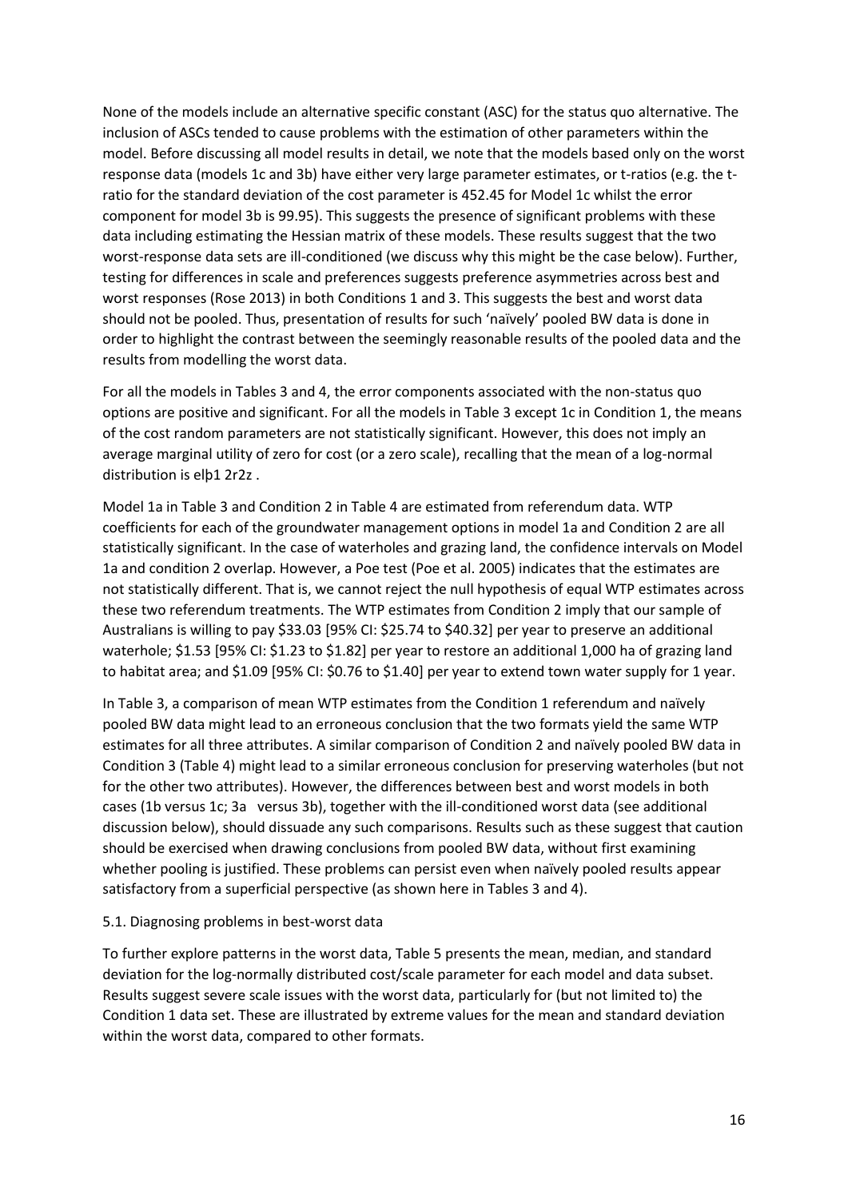None of the models include an alternative specific constant (ASC) for the status quo alternative. The inclusion of ASCs tended to cause problems with the estimation of other parameters within the model. Before discussing all model results in detail, we note that the models based only on the worst response data (models 1c and 3b) have either very large parameter estimates, or t-ratios (e.g. the t-ratio for the standard deviation of the cost parameter is 452.45 for Model 1c whilst the error component for model 3b is 99.95). This suggests the presence of significant problems with these data including estimating the Hessian matrix of these models. These results suggest that the two worst-response data sets are ill-conditioned (we discuss why this might be the case below). Further, testing for differences in scale and preferences suggests preference asymmetries across best and worst responses (Rose 2013) in both Conditions 1 and 3. This suggests the best and worst data should not be pooled. Thus, presentation of results for such 'naïvely' pooled BW data is done in order to highlight the contrast between the seemingly reasonable results of the pooled data and the results from modelling the worst data.

For all the models in Tables 3 and 4, the error components associated with the non-status quo options are positive and significant. For all the models in Table 3 except 1c in Condition 1, the means of the cost random parameters are not statistically significant. However, this does not imply an average marginal utility of zero for cost (or a zero scale), recalling that the mean of a log-normal distribution is $e^{\beta_1 + \sigma_z^2/2}$.

Model 1a in Table 3 and Condition 2 in Table 4 are estimated from referendum data. WTP coefficients for each of the groundwater management options in model 1a and Condition 2 are all statistically significant. In the case of waterholes and grazing land, the confidence intervals on Model 1a and condition 2 overlap. However, a Poe test (Poe et al. 2005) indicates that the estimates are not statistically different. That is, we cannot reject the null hypothesis of equal WTP estimates across these two referendum treatments. The WTP estimates from Condition 2 imply that our sample of Australians is willing to pay $33.03 [95% CI: $25.74 to $40.32] per year to preserve an additional waterhole; $1.53 [95% CI: $1.23 to $1.82] per year to restore an additional 1,000 ha of grazing land to habitat area; and $1.09 [95% CI: $0.76 to $1.40] per year to extend town water supply for 1 year.

In Table 3, a comparison of mean WTP estimates from the Condition 1 referendum and naïvely pooled BW data might lead to an erroneous conclusion that the two formats yield the same WTP estimates for all three attributes. A similar comparison of Condition 2 and naïvely pooled BW data in Condition 3 (Table 4) might lead to a similar erroneous conclusion for preserving waterholes (but not for the other two attributes). However, the differences between best and worst models in both cases (1b versus 1c; 3a versus 3b), together with the ill-conditioned worst data (see additional discussion below), should dissuade any such comparisons. Results such as these suggest that caution should be exercised when drawing conclusions from pooled BW data, without first examining whether pooling is justified. These problems can persist even when naïvely pooled results appear satisfactory from a superficial perspective (as shown here in Tables 3 and 4).

### 5.1. Diagnosing problems in best-worst data

To further explore patterns in the worst data, Table 5 presents the mean, median, and standard deviation for the log-normally distributed cost/scale parameter for each model and data subset. Results suggest severe scale issues with the worst data, particularly for (but not limited to) the Condition 1 data set. These are illustrated by extreme values for the mean and standard deviation within the worst data, compared to other formats.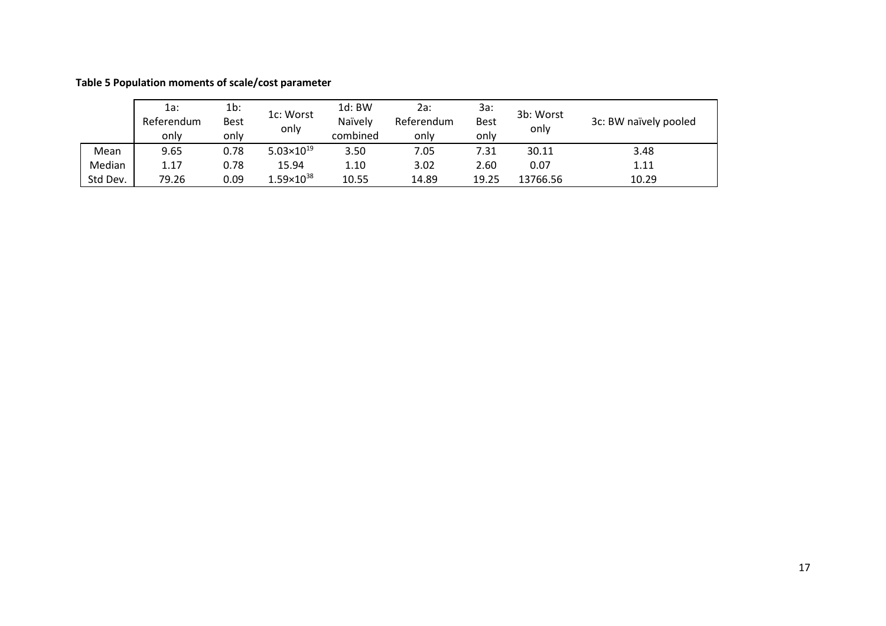**Table 5 Population moments of scale/cost parameter**

| | 1a: Referendum only | 1b: Best only | 1c: Worst only | 1d: BW Naïvely combined | 2a: Referendum only | 3a: Best only | 3b: Worst only | 3c: BW naïvely pooled |
|---|---|---|---|---|---|---|---|---|
| Mean | 9.65 | 0.78 | $5.03{\times}10^{19}$ | 3.50 | 7.05 | 7.31 | 30.11 | 3.48 |
| Median | 1.17 | 0.78 | 15.94 | 1.10 | 3.02 | 2.60 | 0.07 | 1.11 |
| Std Dev. | 79.26 | 0.09 | $1.59{\times}10^{38}$ | 10.55 | 14.89 | 19.25 | 13766.56 | 10.29 |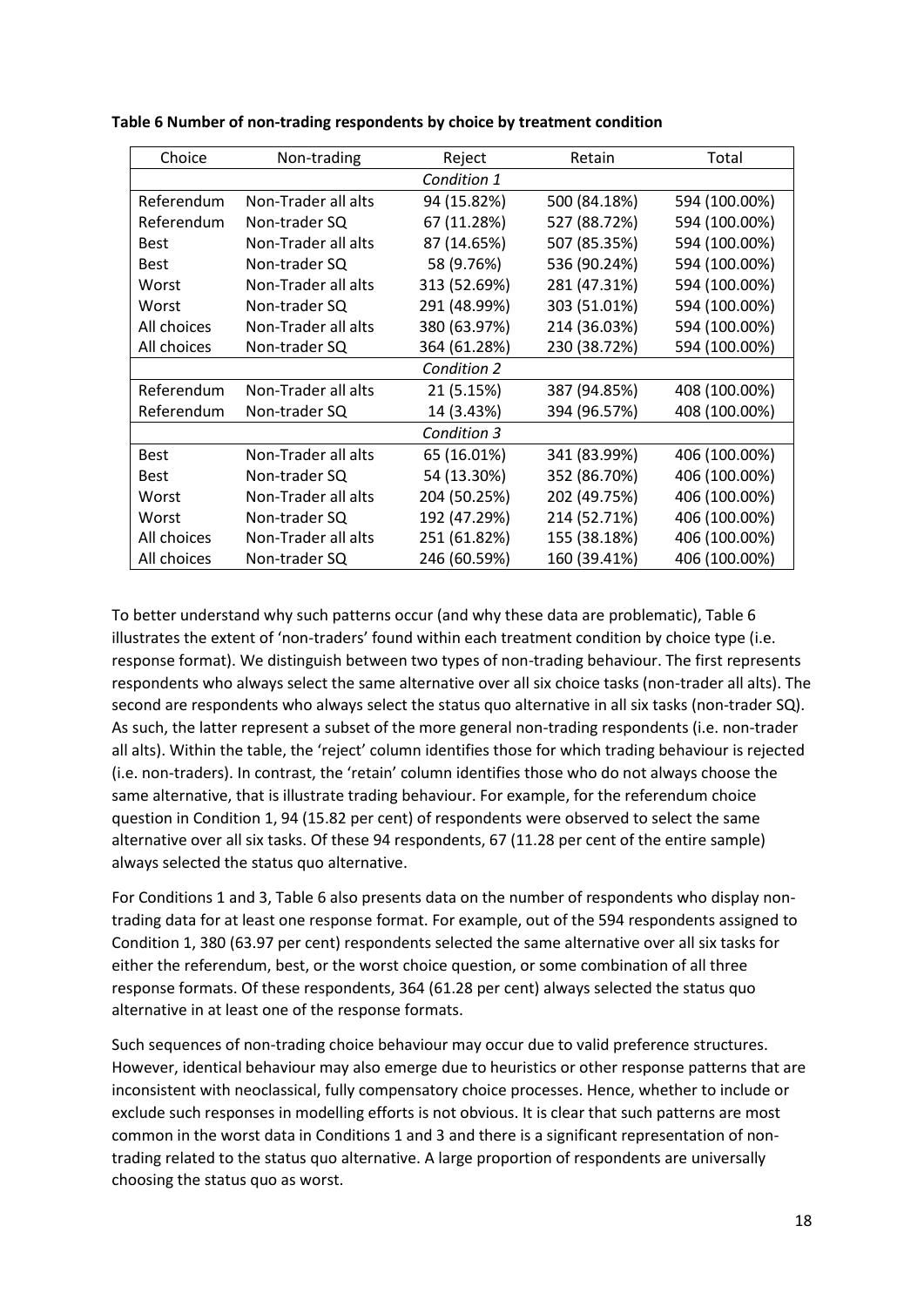**Table 6 Number of non-trading respondents by choice by treatment condition**

| Choice | Non-trading | Reject | Retain | Total |
|---|---|---|---|---|
| | | *Condition 1* | | |
| Referendum | Non-Trader all alts | 94 (15.82%) | 500 (84.18%) | 594 (100.00%) |
| Referendum | Non-trader SQ | 67 (11.28%) | 527 (88.72%) | 594 (100.00%) |
| Best | Non-Trader all alts | 87 (14.65%) | 507 (85.35%) | 594 (100.00%) |
| Best | Non-trader SQ | 58 (9.76%) | 536 (90.24%) | 594 (100.00%) |
| Worst | Non-Trader all alts | 313 (52.69%) | 281 (47.31%) | 594 (100.00%) |
| Worst | Non-trader SQ | 291 (48.99%) | 303 (51.01%) | 594 (100.00%) |
| All choices | Non-Trader all alts | 380 (63.97%) | 214 (36.03%) | 594 (100.00%) |
| All choices | Non-trader SQ | 364 (61.28%) | 230 (38.72%) | 594 (100.00%) |
| | | *Condition 2* | | |
| Referendum | Non-Trader all alts | 21 (5.15%) | 387 (94.85%) | 408 (100.00%) |
| Referendum | Non-trader SQ | 14 (3.43%) | 394 (96.57%) | 408 (100.00%) |
| | | *Condition 3* | | |
| Best | Non-Trader all alts | 65 (16.01%) | 341 (83.99%) | 406 (100.00%) |
| Best | Non-trader SQ | 54 (13.30%) | 352 (86.70%) | 406 (100.00%) |
| Worst | Non-Trader all alts | 204 (50.25%) | 202 (49.75%) | 406 (100.00%) |
| Worst | Non-trader SQ | 192 (47.29%) | 214 (52.71%) | 406 (100.00%) |
| All choices | Non-Trader all alts | 251 (61.82%) | 155 (38.18%) | 406 (100.00%) |
| All choices | Non-trader SQ | 246 (60.59%) | 160 (39.41%) | 406 (100.00%) |

To better understand why such patterns occur (and why these data are problematic), Table 6 illustrates the extent of 'non-traders' found within each treatment condition by choice type (i.e. response format). We distinguish between two types of non-trading behaviour. The first represents respondents who always select the same alternative over all six choice tasks (non-trader all alts). The second are respondents who always select the status quo alternative in all six tasks (non-trader SQ). As such, the latter represent a subset of the more general non-trading respondents (i.e. non-trader all alts). Within the table, the 'reject' column identifies those for which trading behaviour is rejected (i.e. non-traders). In contrast, the 'retain' column identifies those who do not always choose the same alternative, that is illustrate trading behaviour. For example, for the referendum choice question in Condition 1, 94 (15.82 per cent) of respondents were observed to select the same alternative over all six tasks. Of these 94 respondents, 67 (11.28 per cent of the entire sample) always selected the status quo alternative.

For Conditions 1 and 3, Table 6 also presents data on the number of respondents who display non-trading data for at least one response format. For example, out of the 594 respondents assigned to Condition 1, 380 (63.97 per cent) respondents selected the same alternative over all six tasks for either the referendum, best, or the worst choice question, or some combination of all three response formats. Of these respondents, 364 (61.28 per cent) always selected the status quo alternative in at least one of the response formats.

Such sequences of non-trading choice behaviour may occur due to valid preference structures. However, identical behaviour may also emerge due to heuristics or other response patterns that are inconsistent with neoclassical, fully compensatory choice processes. Hence, whether to include or exclude such responses in modelling efforts is not obvious. It is clear that such patterns are most common in the worst data in Conditions 1 and 3 and there is a significant representation of non-trading related to the status quo alternative. A large proportion of respondents are universally choosing the status quo as worst.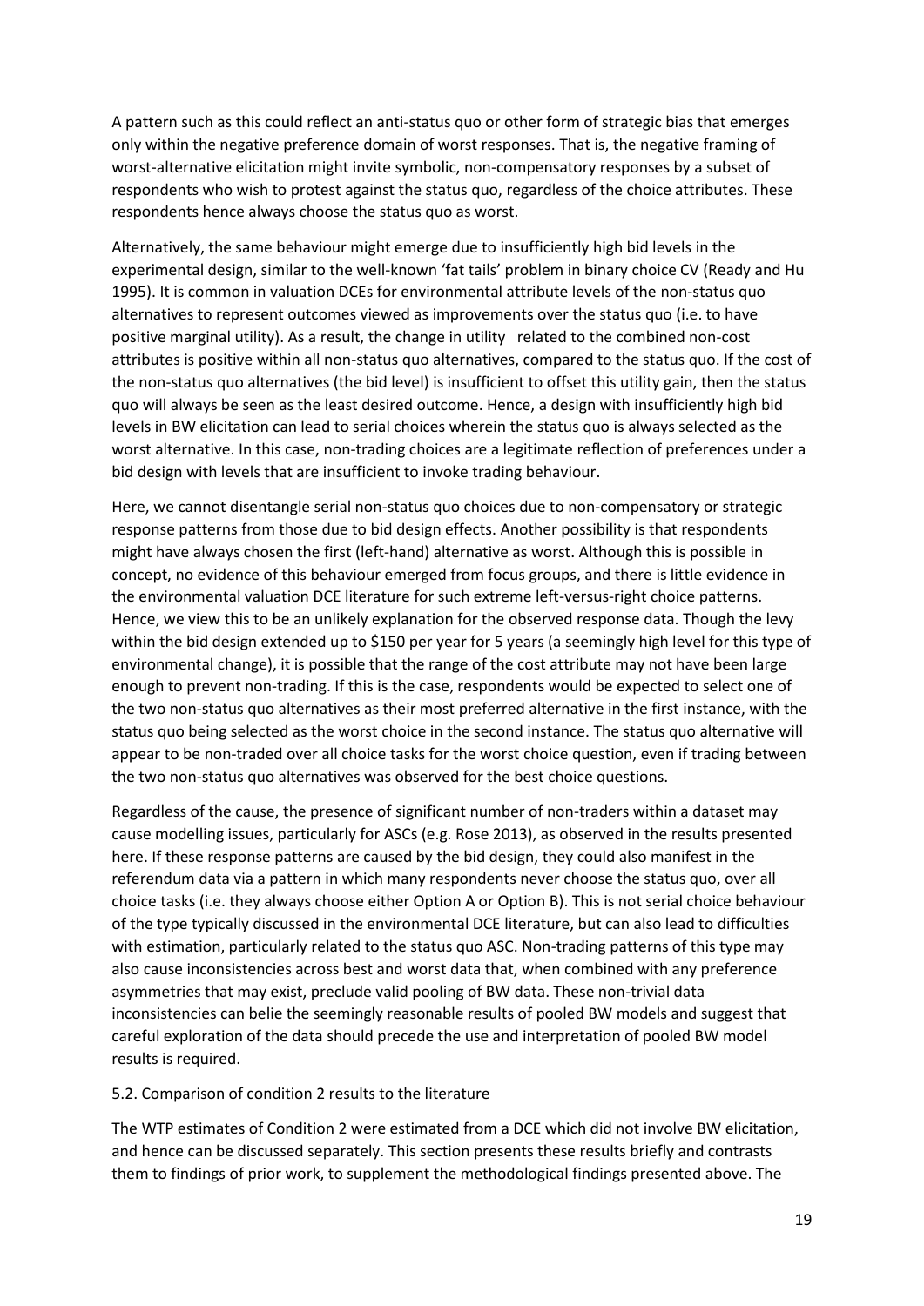A pattern such as this could reflect an anti-status quo or other form of strategic bias that emerges only within the negative preference domain of worst responses. That is, the negative framing of worst-alternative elicitation might invite symbolic, non-compensatory responses by a subset of respondents who wish to protest against the status quo, regardless of the choice attributes. These respondents hence always choose the status quo as worst.

Alternatively, the same behaviour might emerge due to insufficiently high bid levels in the experimental design, similar to the well-known 'fat tails' problem in binary choice CV (Ready and Hu 1995). It is common in valuation DCEs for environmental attribute levels of the non-status quo alternatives to represent outcomes viewed as improvements over the status quo (i.e. to have positive marginal utility). As a result, the change in utility  related to the combined non-cost attributes is positive within all non-status quo alternatives, compared to the status quo. If the cost of the non-status quo alternatives (the bid level) is insufficient to offset this utility gain, then the status quo will always be seen as the least desired outcome. Hence, a design with insufficiently high bid levels in BW elicitation can lead to serial choices wherein the status quo is always selected as the worst alternative. In this case, non-trading choices are a legitimate reflection of preferences under a bid design with levels that are insufficient to invoke trading behaviour.

Here, we cannot disentangle serial non-status quo choices due to non-compensatory or strategic response patterns from those due to bid design effects. Another possibility is that respondents might have always chosen the first (left-hand) alternative as worst. Although this is possible in concept, no evidence of this behaviour emerged from focus groups, and there is little evidence in the environmental valuation DCE literature for such extreme left-versus-right choice patterns. Hence, we view this to be an unlikely explanation for the observed response data. Though the levy within the bid design extended up to \$150 per year for 5 years (a seemingly high level for this type of environmental change), it is possible that the range of the cost attribute may not have been large enough to prevent non-trading. If this is the case, respondents would be expected to select one of the two non-status quo alternatives as their most preferred alternative in the first instance, with the status quo being selected as the worst choice in the second instance. The status quo alternative will appear to be non-traded over all choice tasks for the worst choice question, even if trading between the two non-status quo alternatives was observed for the best choice questions.

Regardless of the cause, the presence of significant number of non-traders within a dataset may cause modelling issues, particularly for ASCs (e.g. Rose 2013), as observed in the results presented here. If these response patterns are caused by the bid design, they could also manifest in the referendum data via a pattern in which many respondents never choose the status quo, over all choice tasks (i.e. they always choose either Option A or Option B). This is not serial choice behaviour of the type typically discussed in the environmental DCE literature, but can also lead to difficulties with estimation, particularly related to the status quo ASC. Non-trading patterns of this type may also cause inconsistencies across best and worst data that, when combined with any preference asymmetries that may exist, preclude valid pooling of BW data. These non-trivial data inconsistencies can belie the seemingly reasonable results of pooled BW models and suggest that careful exploration of the data should precede the use and interpretation of pooled BW model results is required.

### 5.2. Comparison of condition 2 results to the literature

The WTP estimates of Condition 2 were estimated from a DCE which did not involve BW elicitation, and hence can be discussed separately. This section presents these results briefly and contrasts them to findings of prior work, to supplement the methodological findings presented above. The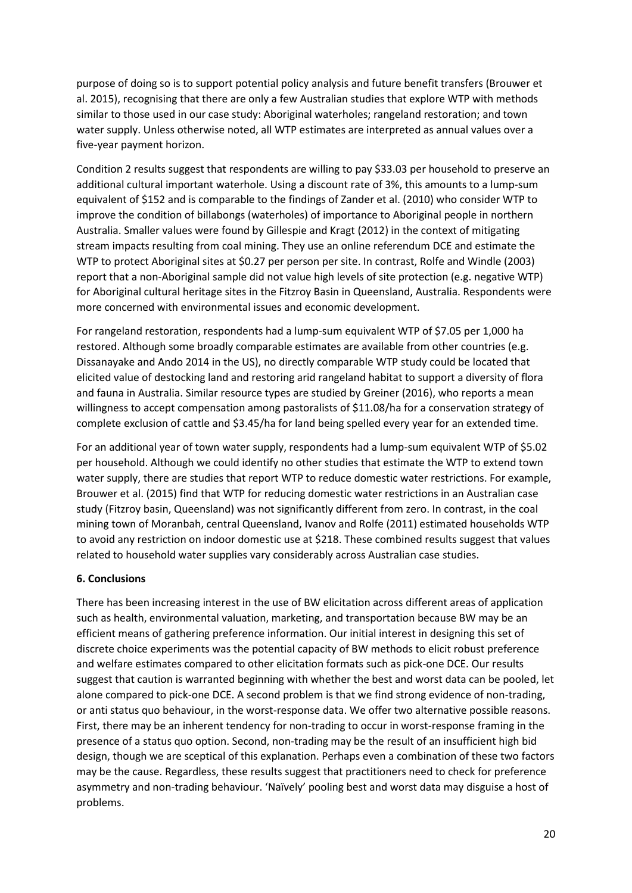purpose of doing so is to support potential policy analysis and future benefit transfers (Brouwer et al. 2015), recognising that there are only a few Australian studies that explore WTP with methods similar to those used in our case study: Aboriginal waterholes; rangeland restoration; and town water supply. Unless otherwise noted, all WTP estimates are interpreted as annual values over a five-year payment horizon.

Condition 2 results suggest that respondents are willing to pay $33.03 per household to preserve an additional cultural important waterhole. Using a discount rate of 3%, this amounts to a lump-sum equivalent of $152 and is comparable to the findings of Zander et al. (2010) who consider WTP to improve the condition of billabongs (waterholes) of importance to Aboriginal people in northern Australia. Smaller values were found by Gillespie and Kragt (2012) in the context of mitigating stream impacts resulting from coal mining. They use an online referendum DCE and estimate the WTP to protect Aboriginal sites at $0.27 per person per site. In contrast, Rolfe and Windle (2003) report that a non-Aboriginal sample did not value high levels of site protection (e.g. negative WTP) for Aboriginal cultural heritage sites in the Fitzroy Basin in Queensland, Australia. Respondents were more concerned with environmental issues and economic development.

For rangeland restoration, respondents had a lump-sum equivalent WTP of $7.05 per 1,000 ha restored. Although some broadly comparable estimates are available from other countries (e.g. Dissanayake and Ando 2014 in the US), no directly comparable WTP study could be located that elicited value of destocking land and restoring arid rangeland habitat to support a diversity of flora and fauna in Australia. Similar resource types are studied by Greiner (2016), who reports a mean willingness to accept compensation among pastoralists of $11.08/ha for a conservation strategy of complete exclusion of cattle and $3.45/ha for land being spelled every year for an extended time.

For an additional year of town water supply, respondents had a lump-sum equivalent WTP of $5.02 per household. Although we could identify no other studies that estimate the WTP to extend town water supply, there are studies that report WTP to reduce domestic water restrictions. For example, Brouwer et al. (2015) find that WTP for reducing domestic water restrictions in an Australian case study (Fitzroy basin, Queensland) was not significantly different from zero. In contrast, in the coal mining town of Moranbah, central Queensland, Ivanov and Rolfe (2011) estimated households WTP to avoid any restriction on indoor domestic use at $218. These combined results suggest that values related to household water supplies vary considerably across Australian case studies.

## 6. Conclusions

There has been increasing interest in the use of BW elicitation across different areas of application such as health, environmental valuation, marketing, and transportation because BW may be an efficient means of gathering preference information. Our initial interest in designing this set of discrete choice experiments was the potential capacity of BW methods to elicit robust preference and welfare estimates compared to other elicitation formats such as pick-one DCE. Our results suggest that caution is warranted beginning with whether the best and worst data can be pooled, let alone compared to pick-one DCE. A second problem is that we find strong evidence of non-trading, or anti status quo behaviour, in the worst-response data. We offer two alternative possible reasons. First, there may be an inherent tendency for non-trading to occur in worst-response framing in the presence of a status quo option. Second, non-trading may be the result of an insufficient high bid design, though we are sceptical of this explanation. Perhaps even a combination of these two factors may be the cause. Regardless, these results suggest that practitioners need to check for preference asymmetry and non-trading behaviour. 'Naïvely' pooling best and worst data may disguise a host of problems.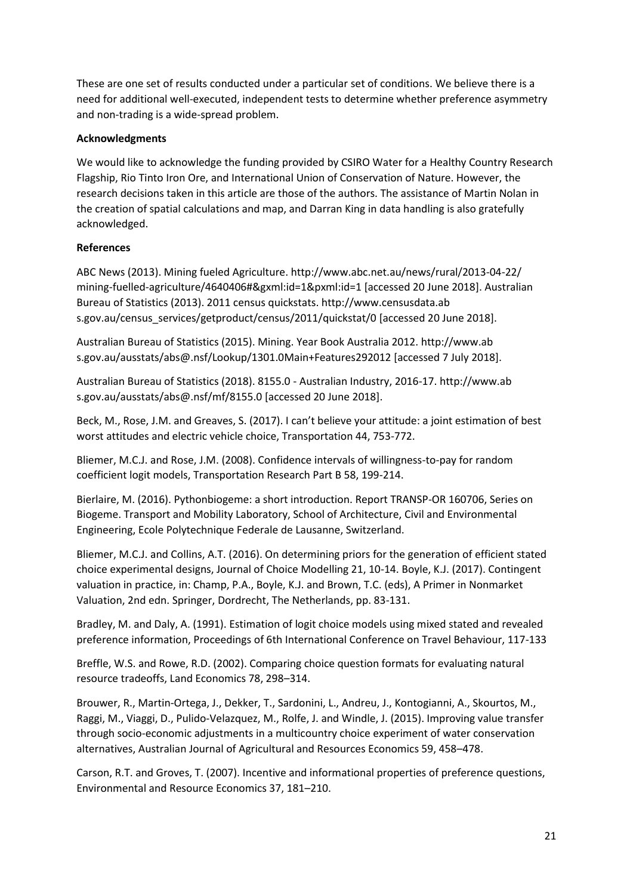These are one set of results conducted under a particular set of conditions. We believe there is a need for additional well-executed, independent tests to determine whether preference asymmetry and non-trading is a wide-spread problem.

**Acknowledgments**

We would like to acknowledge the funding provided by CSIRO Water for a Healthy Country Research Flagship, Rio Tinto Iron Ore, and International Union of Conservation of Nature. However, the research decisions taken in this article are those of the authors. The assistance of Martin Nolan in the creation of spatial calculations and map, and Darran King in data handling is also gratefully acknowledged.

**References**

ABC News (2013). Mining fueled Agriculture. http://www.abc.net.au/news/rural/2013-04-22/mining-fuelled-agriculture/4640406#&gxml:id=1&pxml:id=1 [accessed 20 June 2018]. Australian Bureau of Statistics (2013). 2011 census quickstats. http://www.censusdata.ab s.gov.au/census_services/getproduct/census/2011/quickstat/0 [accessed 20 June 2018].

Australian Bureau of Statistics (2015). Mining. Year Book Australia 2012. http://www.ab s.gov.au/ausstats/abs@.nsf/Lookup/1301.0Main+Features292012 [accessed 7 July 2018].

Australian Bureau of Statistics (2018). 8155.0 - Australian Industry, 2016-17. http://www.ab s.gov.au/ausstats/abs@.nsf/mf/8155.0 [accessed 20 June 2018].

Beck, M., Rose, J.M. and Greaves, S. (2017). I can't believe your attitude: a joint estimation of best worst attitudes and electric vehicle choice, Transportation 44, 753-772.

Bliemer, M.C.J. and Rose, J.M. (2008). Confidence intervals of willingness-to-pay for random coefficient logit models, Transportation Research Part B 58, 199-214.

Bierlaire, M. (2016). Pythonbiogeme: a short introduction. Report TRANSP-OR 160706, Series on Biogeme. Transport and Mobility Laboratory, School of Architecture, Civil and Environmental Engineering, Ecole Polytechnique Federale de Lausanne, Switzerland.

Bliemer, M.C.J. and Collins, A.T. (2016). On determining priors for the generation of efficient stated choice experimental designs, Journal of Choice Modelling 21, 10-14. Boyle, K.J. (2017). Contingent valuation in practice, in: Champ, P.A., Boyle, K.J. and Brown, T.C. (eds), A Primer in Nonmarket Valuation, 2nd edn. Springer, Dordrecht, The Netherlands, pp. 83-131.

Bradley, M. and Daly, A. (1991). Estimation of logit choice models using mixed stated and revealed preference information, Proceedings of 6th International Conference on Travel Behaviour, 117-133

Breffle, W.S. and Rowe, R.D. (2002). Comparing choice question formats for evaluating natural resource tradeoffs, Land Economics 78, 298–314.

Brouwer, R., Martin-Ortega, J., Dekker, T., Sardonini, L., Andreu, J., Kontogianni, A., Skourtos, M., Raggi, M., Viaggi, D., Pulido-Velazquez, M., Rolfe, J. and Windle, J. (2015). Improving value transfer through socio-economic adjustments in a multicountry choice experiment of water conservation alternatives, Australian Journal of Agricultural and Resources Economics 59, 458–478.

Carson, R.T. and Groves, T. (2007). Incentive and informational properties of preference questions, Environmental and Resource Economics 37, 181–210.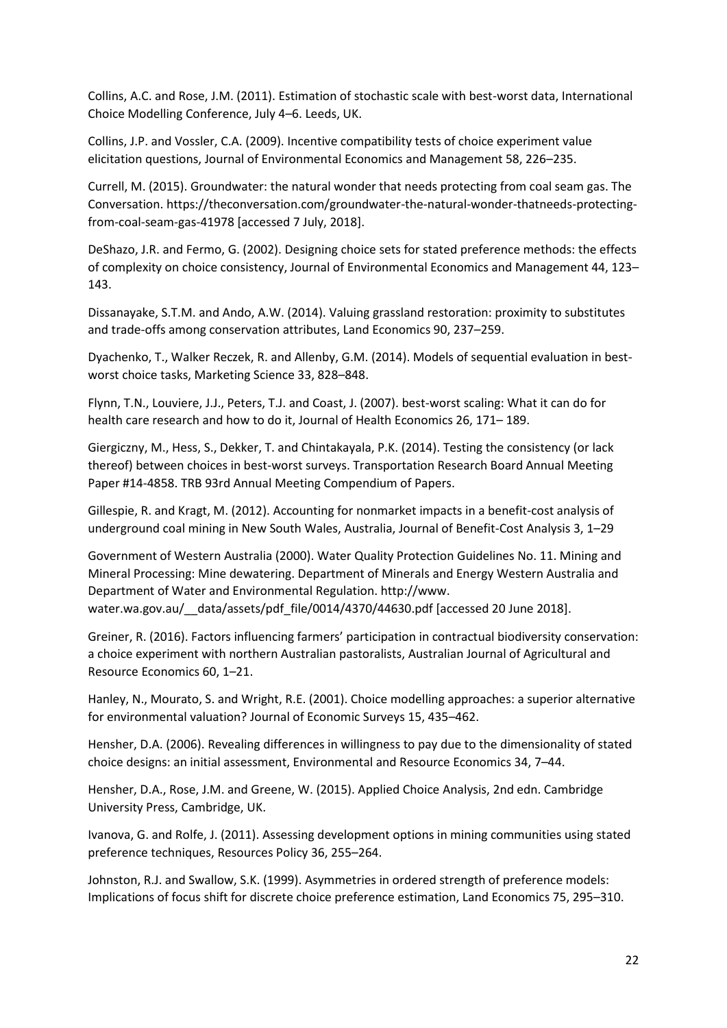Collins, A.C. and Rose, J.M. (2011). Estimation of stochastic scale with best-worst data, International Choice Modelling Conference, July 4–6. Leeds, UK.

Collins, J.P. and Vossler, C.A. (2009). Incentive compatibility tests of choice experiment value elicitation questions, Journal of Environmental Economics and Management 58, 226–235.

Currell, M. (2015). Groundwater: the natural wonder that needs protecting from coal seam gas. The Conversation. https://theconversation.com/groundwater-the-natural-wonder-thatneeds-protecting-from-coal-seam-gas-41978 [accessed 7 July, 2018].

DeShazo, J.R. and Fermo, G. (2002). Designing choice sets for stated preference methods: the effects of complexity on choice consistency, Journal of Environmental Economics and Management 44, 123–143.

Dissanayake, S.T.M. and Ando, A.W. (2014). Valuing grassland restoration: proximity to substitutes and trade-offs among conservation attributes, Land Economics 90, 237–259.

Dyachenko, T., Walker Reczek, R. and Allenby, G.M. (2014). Models of sequential evaluation in best-worst choice tasks, Marketing Science 33, 828–848.

Flynn, T.N., Louviere, J.J., Peters, T.J. and Coast, J. (2007). best-worst scaling: What it can do for health care research and how to do it, Journal of Health Economics 26, 171– 189.

Giergiczny, M., Hess, S., Dekker, T. and Chintakayala, P.K. (2014). Testing the consistency (or lack thereof) between choices in best-worst surveys. Transportation Research Board Annual Meeting Paper #14-4858. TRB 93rd Annual Meeting Compendium of Papers.

Gillespie, R. and Kragt, M. (2012). Accounting for nonmarket impacts in a benefit-cost analysis of underground coal mining in New South Wales, Australia, Journal of Benefit-Cost Analysis 3, 1–29

Government of Western Australia (2000). Water Quality Protection Guidelines No. 11. Mining and Mineral Processing: Mine dewatering. Department of Minerals and Energy Western Australia and Department of Water and Environmental Regulation. http://www. water.wa.gov.au/__data/assets/pdf_file/0014/4370/44630.pdf [accessed 20 June 2018].

Greiner, R. (2016). Factors influencing farmers' participation in contractual biodiversity conservation: a choice experiment with northern Australian pastoralists, Australian Journal of Agricultural and Resource Economics 60, 1–21.

Hanley, N., Mourato, S. and Wright, R.E. (2001). Choice modelling approaches: a superior alternative for environmental valuation? Journal of Economic Surveys 15, 435–462.

Hensher, D.A. (2006). Revealing differences in willingness to pay due to the dimensionality of stated choice designs: an initial assessment, Environmental and Resource Economics 34, 7–44.

Hensher, D.A., Rose, J.M. and Greene, W. (2015). Applied Choice Analysis, 2nd edn. Cambridge University Press, Cambridge, UK.

Ivanova, G. and Rolfe, J. (2011). Assessing development options in mining communities using stated preference techniques, Resources Policy 36, 255–264.

Johnston, R.J. and Swallow, S.K. (1999). Asymmetries in ordered strength of preference models: Implications of focus shift for discrete choice preference estimation, Land Economics 75, 295–310.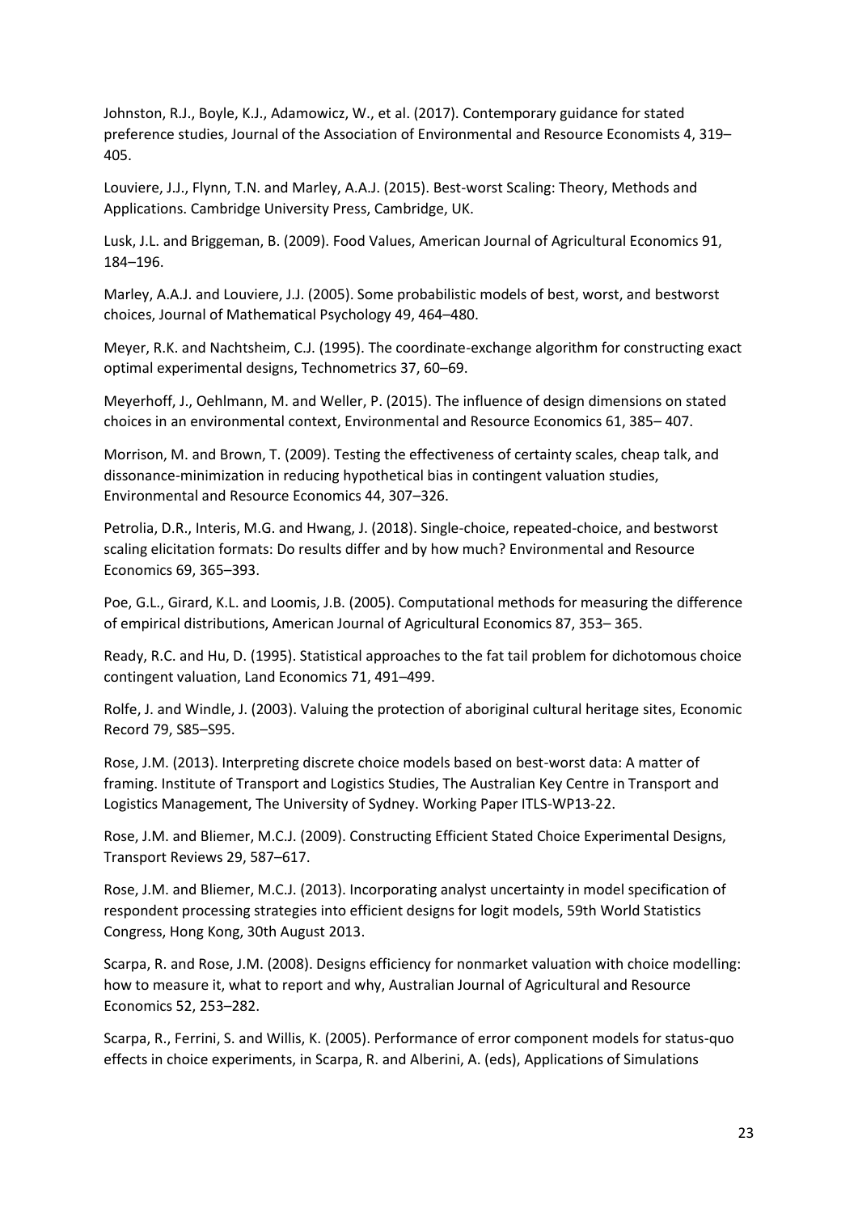Johnston, R.J., Boyle, K.J., Adamowicz, W., et al. (2017). Contemporary guidance for stated preference studies, Journal of the Association of Environmental and Resource Economists 4, 319–405.

Louviere, J.J., Flynn, T.N. and Marley, A.A.J. (2015). Best-worst Scaling: Theory, Methods and Applications. Cambridge University Press, Cambridge, UK.

Lusk, J.L. and Briggeman, B. (2009). Food Values, American Journal of Agricultural Economics 91, 184–196.

Marley, A.A.J. and Louviere, J.J. (2005). Some probabilistic models of best, worst, and bestworst choices, Journal of Mathematical Psychology 49, 464–480.

Meyer, R.K. and Nachtsheim, C.J. (1995). The coordinate-exchange algorithm for constructing exact optimal experimental designs, Technometrics 37, 60–69.

Meyerhoff, J., Oehlmann, M. and Weller, P. (2015). The influence of design dimensions on stated choices in an environmental context, Environmental and Resource Economics 61, 385– 407.

Morrison, M. and Brown, T. (2009). Testing the effectiveness of certainty scales, cheap talk, and dissonance-minimization in reducing hypothetical bias in contingent valuation studies, Environmental and Resource Economics 44, 307–326.

Petrolia, D.R., Interis, M.G. and Hwang, J. (2018). Single-choice, repeated-choice, and bestworst scaling elicitation formats: Do results differ and by how much? Environmental and Resource Economics 69, 365–393.

Poe, G.L., Girard, K.L. and Loomis, J.B. (2005). Computational methods for measuring the difference of empirical distributions, American Journal of Agricultural Economics 87, 353– 365.

Ready, R.C. and Hu, D. (1995). Statistical approaches to the fat tail problem for dichotomous choice contingent valuation, Land Economics 71, 491–499.

Rolfe, J. and Windle, J. (2003). Valuing the protection of aboriginal cultural heritage sites, Economic Record 79, S85–S95.

Rose, J.M. (2013). Interpreting discrete choice models based on best-worst data: A matter of framing. Institute of Transport and Logistics Studies, The Australian Key Centre in Transport and Logistics Management, The University of Sydney. Working Paper ITLS-WP13-22.

Rose, J.M. and Bliemer, M.C.J. (2009). Constructing Efficient Stated Choice Experimental Designs, Transport Reviews 29, 587–617.

Rose, J.M. and Bliemer, M.C.J. (2013). Incorporating analyst uncertainty in model specification of respondent processing strategies into efficient designs for logit models, 59th World Statistics Congress, Hong Kong, 30th August 2013.

Scarpa, R. and Rose, J.M. (2008). Designs efficiency for nonmarket valuation with choice modelling: how to measure it, what to report and why, Australian Journal of Agricultural and Resource Economics 52, 253–282.

Scarpa, R., Ferrini, S. and Willis, K. (2005). Performance of error component models for status-quo effects in choice experiments, in Scarpa, R. and Alberini, A. (eds), Applications of Simulations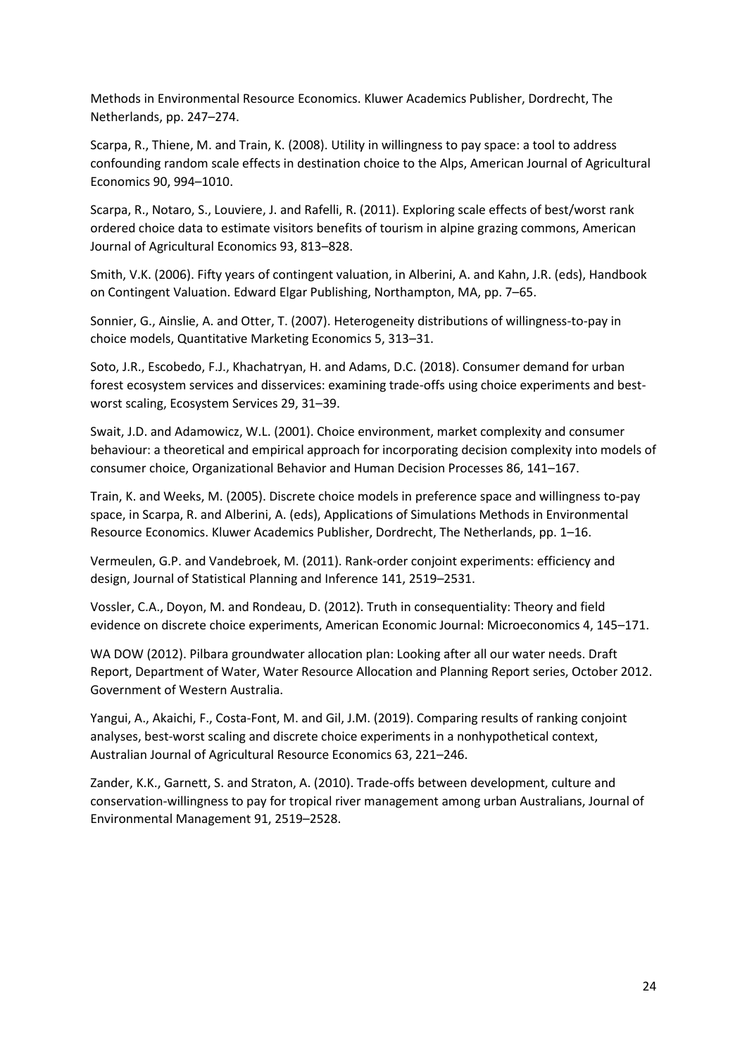Methods in Environmental Resource Economics. Kluwer Academics Publisher, Dordrecht, The Netherlands, pp. 247–274.

Scarpa, R., Thiene, M. and Train, K. (2008). Utility in willingness to pay space: a tool to address confounding random scale effects in destination choice to the Alps, American Journal of Agricultural Economics 90, 994–1010.

Scarpa, R., Notaro, S., Louviere, J. and Rafelli, R. (2011). Exploring scale effects of best/worst rank ordered choice data to estimate visitors benefits of tourism in alpine grazing commons, American Journal of Agricultural Economics 93, 813–828.

Smith, V.K. (2006). Fifty years of contingent valuation, in Alberini, A. and Kahn, J.R. (eds), Handbook on Contingent Valuation. Edward Elgar Publishing, Northampton, MA, pp. 7–65.

Sonnier, G., Ainslie, A. and Otter, T. (2007). Heterogeneity distributions of willingness-to-pay in choice models, Quantitative Marketing Economics 5, 313–31.

Soto, J.R., Escobedo, F.J., Khachatryan, H. and Adams, D.C. (2018). Consumer demand for urban forest ecosystem services and disservices: examining trade-offs using choice experiments and best-worst scaling, Ecosystem Services 29, 31–39.

Swait, J.D. and Adamowicz, W.L. (2001). Choice environment, market complexity and consumer behaviour: a theoretical and empirical approach for incorporating decision complexity into models of consumer choice, Organizational Behavior and Human Decision Processes 86, 141–167.

Train, K. and Weeks, M. (2005). Discrete choice models in preference space and willingness to-pay space, in Scarpa, R. and Alberini, A. (eds), Applications of Simulations Methods in Environmental Resource Economics. Kluwer Academics Publisher, Dordrecht, The Netherlands, pp. 1–16.

Vermeulen, G.P. and Vandebroek, M. (2011). Rank-order conjoint experiments: efficiency and design, Journal of Statistical Planning and Inference 141, 2519–2531.

Vossler, C.A., Doyon, M. and Rondeau, D. (2012). Truth in consequentiality: Theory and field evidence on discrete choice experiments, American Economic Journal: Microeconomics 4, 145–171.

WA DOW (2012). Pilbara groundwater allocation plan: Looking after all our water needs. Draft Report, Department of Water, Water Resource Allocation and Planning Report series, October 2012. Government of Western Australia.

Yangui, A., Akaichi, F., Costa-Font, M. and Gil, J.M. (2019). Comparing results of ranking conjoint analyses, best-worst scaling and discrete choice experiments in a nonhypothetical context, Australian Journal of Agricultural Resource Economics 63, 221–246.

Zander, K.K., Garnett, S. and Straton, A. (2010). Trade-offs between development, culture and conservation-willingness to pay for tropical river management among urban Australians, Journal of Environmental Management 91, 2519–2528.